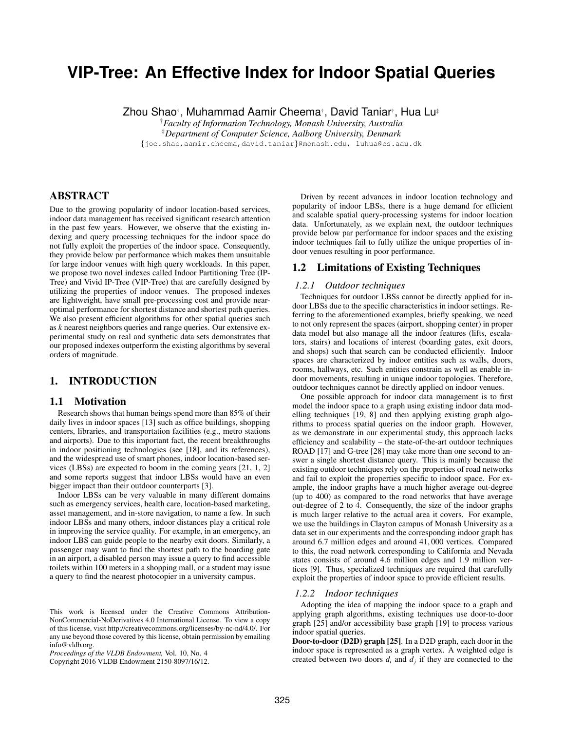# VIP-Tree: An Effective Index for Indoor Spatial Queries

Zhou Shao[†], Muhammad Aamir Cheema[†], David Taniar[†], Hua Lu[‡]

[†]*Faculty of Information Technology, Monash University, Australia*
[‡]*Department of Computer Science, Aalborg University, Denmark*
{joe.shao,aamir.cheema,david.taniar}@monash.edu, luhua@cs.aau.dk

## ABSTRACT

Due to the growing popularity of indoor location-based services, indoor data management has received significant research attention in the past few years. However, we observe that the existing indexing and query processing techniques for the indoor space do not fully exploit the properties of the indoor space. Consequently, they provide below par performance which makes them unsuitable for large indoor venues with high query workloads. In this paper, we propose two novel indexes called Indoor Partitioning Tree (IP-Tree) and Vivid IP-Tree (VIP-Tree) that are carefully designed by utilizing the properties of indoor venues. The proposed indexes are lightweight, have small pre-processing cost and provide near-optimal performance for shortest distance and shortest path queries. We also present efficient algorithms for other spatial queries such as *k* nearest neighbors queries and range queries. Our extensive experimental study on real and synthetic data sets demonstrates that our proposed indexes outperform the existing algorithms by several orders of magnitude.

## 1. INTRODUCTION

### 1.1 Motivation

Research shows that human beings spend more than 85% of their daily lives in indoor spaces [13] such as office buildings, shopping centers, libraries, and transportation facilities (e.g., metro stations and airports). Due to this important fact, the recent breakthroughs in indoor positioning technologies (see [18], and its references), and the widespread use of smart phones, indoor location-based services (LBSs) are expected to boom in the coming years [21, 1, 2] and some reports suggest that indoor LBSs would have an even bigger impact than their outdoor counterparts [3].

Indoor LBSs can be very valuable in many different domains such as emergency services, health care, location-based marketing, asset management, and in-store navigation, to name a few. In such indoor LBSs and many others, indoor distances play a critical role in improving the service quality. For example, in an emergency, an indoor LBS can guide people to the nearby exit doors. Similarly, a passenger may want to find the shortest path to the boarding gate in an airport, a disabled person may issue a query to find accessible toilets within 100 meters in a shopping mall, or a student may issue a query to find the nearest photocopier in a university campus.

This work is licensed under the Creative Commons Attribution-NonCommercial-NoDerivatives 4.0 International License. To view a copy of this license, visit http://creativecommons.org/licenses/by-nc-nd/4.0/. For any use beyond those covered by this license, obtain permission by emailing info@vldb.org.
*Proceedings of the VLDB Endowment,* Vol. 10, No. 4
Copyright 2016 VLDB Endowment 2150-8097/16/12.

Driven by recent advances in indoor location technology and popularity of indoor LBSs, there is a huge demand for efficient and scalable spatial query-processing systems for indoor location data. Unfortunately, as we explain next, the outdoor techniques provide below par performance for indoor spaces and the existing indoor techniques fail to fully utilize the unique properties of indoor venues resulting in poor performance.

### 1.2 Limitations of Existing Techniques

#### *1.2.1 Outdoor techniques*

Techniques for outdoor LBSs cannot be directly applied for indoor LBSs due to the specific characteristics in indoor settings. Referring to the aforementioned examples, briefly speaking, we need to not only represent the spaces (airport, shopping center) in proper data model but also manage all the indoor features (lifts, escalators, stairs) and locations of interest (boarding gates, exit doors, and shops) such that search can be conducted efficiently. Indoor spaces are characterized by indoor entities such as walls, doors, rooms, hallways, etc. Such entities constrain as well as enable indoor movements, resulting in unique indoor topologies. Therefore, outdoor techniques cannot be directly applied on indoor venues.

One possible approach for indoor data management is to first model the indoor space to a graph using existing indoor data modelling techniques [19, 8] and then applying existing graph algorithms to process spatial queries on the indoor graph. However, as we demonstrate in our experimental study, this approach lacks efficiency and scalability – the state-of-the-art outdoor techniques ROAD [17] and G-tree [28] may take more than one second to answer a single shortest distance query. This is mainly because the existing outdoor techniques rely on the properties of road networks and fail to exploit the properties specific to indoor space. For example, the indoor graphs have a much higher average out-degree (up to 400) as compared to the road networks that have average out-degree of 2 to 4. Consequently, the size of the indoor graphs is much larger relative to the actual area it covers. For example, we use the buildings in Clayton campus of Monash University as a data set in our experiments and the corresponding indoor graph has around 6.7 million edges and around 41,000 vertices. Compared to this, the road network corresponding to California and Nevada states consists of around 4.6 million edges and 1.9 million vertices [9]. Thus, specialized techniques are required that carefully exploit the properties of indoor space to provide efficient results.

#### *1.2.2 Indoor techniques*

Adopting the idea of mapping the indoor space to a graph and applying graph algorithms, existing techniques use door-to-door graph [25] and/or accessibility base graph [19] to process various indoor spatial queries.

**Door-to-door (D2D) graph [25]**. In a D2D graph, each door in the indoor space is represented as a graph vertex. A weighted edge is created between two doors $d_i$ and $d_j$ if they are connected to the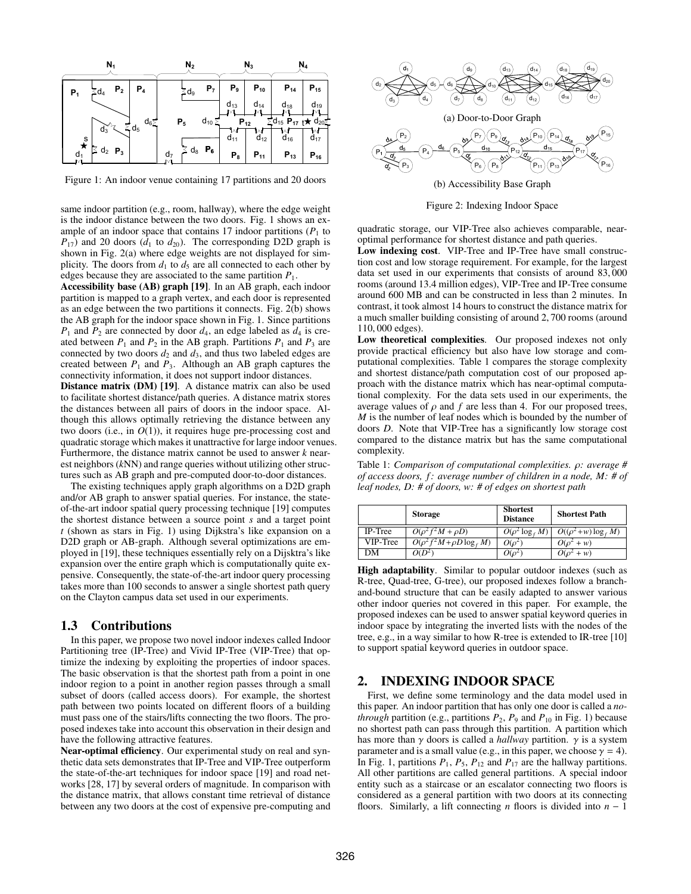Figure 1: An indoor venue containing 17 partitions and 20 doors

same indoor partition (e.g., room, hallway), where the edge weight is the indoor distance between the two doors. Fig. 1 shows an example of an indoor space that contains 17 indoor partitions ($P_1$ to $P_{17}$) and 20 doors ($d_1$ to $d_{20}$). The corresponding D2D graph is shown in Fig. 2(a) where edge weights are not displayed for simplicity. The doors from $d_1$ to $d_5$ are all connected to each other by edges because they are associated to the same partition $P_1$.

**Accessibility base (AB) graph [19]**. In an AB graph, each indoor partition is mapped to a graph vertex, and each door is represented as an edge between the two partitions it connects. Fig. 2(b) shows the AB graph for the indoor space shown in Fig. 1. Since partitions $P_1$ and $P_2$ are connected by door $d_4$, an edge labeled as $d_4$ is created between $P_1$ and $P_2$ in the AB graph. Partitions $P_1$ and $P_3$ are connected by two doors $d_2$ and $d_3$, and thus two labeled edges are created between $P_1$ and $P_3$. Although an AB graph captures the connectivity information, it does not support indoor distances.

**Distance matrix (DM) [19]**. A distance matrix can also be used to facilitate shortest distance/path queries. A distance matrix stores the distances between all pairs of doors in the indoor space. Although this allows optimally retrieving the distance between any two doors (i.e., in $O(1)$), it requires huge pre-processing cost and quadratic storage which makes it unattractive for large indoor venues. Furthermore, the distance matrix cannot be used to answer $k$ nearest neighbors ($k$NN) and range queries without utilizing other structures such as AB graph and pre-computed door-to-door distances.

The existing techniques apply graph algorithms on a D2D graph and/or AB graph to answer spatial queries. For instance, the state-of-the-art indoor spatial query processing technique [19] computes the shortest distance between a source point $s$ and a target point $t$ (shown as stars in Fig. 1) using Dijkstra's like expansion on a D2D graph or AB-graph. Although several optimizations are employed in [19], these techniques essentially rely on a Dijkstra's like expansion over the entire graph which is computationally quite expensive. Consequently, the state-of-the-art indoor query processing takes more than 100 seconds to answer a single shortest path query on the Clayton campus data set used in our experiments.

## 1.3 Contributions

In this paper, we propose two novel indoor indexes called Indoor Partitioning tree (IP-Tree) and Vivid IP-Tree (VIP-Tree) that optimize the indexing by exploiting the properties of indoor spaces. The basic observation is that the shortest path from a point in one indoor region to a point in another region passes through a small subset of doors (called access doors). For example, the shortest path between two points located on different floors of a building must pass one of the stairs/lifts connecting the two floors. The proposed indexes take into account this observation in their design and have the following attractive features.

**Near-optimal efficiency**. Our experimental study on real and synthetic data sets demonstrates that IP-Tree and VIP-Tree outperform the state-of-the-art techniques for indoor space [19] and road networks [28, 17] by several orders of magnitude. In comparison with the distance matrix, that allows constant time retrieval of distance between any two doors at the cost of expensive pre-computing and

(a) Door-to-Door Graph

(b) Accessibility Base Graph

Figure 2: Indexing Indoor Space

quadratic storage, our VIP-Tree also achieves comparable, near-optimal performance for shortest distance and path queries.

**Low indexing cost**. VIP-Tree and IP-Tree have small construction cost and low storage requirement. For example, for the largest data set used in our experiments that consists of around 83,000 rooms (around 13.4 million edges), VIP-Tree and IP-Tree consume around 600 MB and can be constructed in less than 2 minutes. In contrast, it took almost 14 hours to construct the distance matrix for a much smaller building consisting of around 2,700 rooms (around 110,000 edges).

**Low theoretical complexities**. Our proposed indexes not only provide practical efficiency but also have low storage and computational complexities. Table 1 compares the storage complexity and shortest distance/path computation cost of our proposed approach with the distance matrix which has near-optimal computational complexity. For the data sets used in our experiments, the average values of $\rho$ and $f$ are less than 4. For our proposed trees, $M$ is the number of leaf nodes which is bounded by the number of doors $D$. Note that VIP-Tree has a significantly low storage cost compared to the distance matrix but has the same computational complexity.

Table 1: *Comparison of computational complexities. $\rho$: average # of access doors, $f$: average number of children in a node, $M$: # of leaf nodes, $D$: # of doors, $w$: # of edges on shortest path*

| | **Storage** | **Shortest Distance** | **Shortest Path** |
|---|---|---|---|
| IP-Tree | $O(\rho^2 f^2 M + \rho D)$ | $O(\rho^2 \log_f M)$ | $O((\rho^2 + w)\log_f M)$ |
| VIP-Tree | $O(\rho^2 f^2 M + \rho D \log_f M)$ | $O(\rho^2)$ | $O(\rho^2 + w)$ |
| DM | $O(D^2)$ | $O(\rho^2)$ | $O(\rho^2 + w)$ |

**High adaptability**. Similar to popular outdoor indexes (such as R-tree, Quad-tree, G-tree), our proposed indexes follow a branch-and-bound structure that can be easily adapted to answer various other indoor queries not covered in this paper. For example, the proposed indexes can be used to answer spatial keyword queries in indoor space by integrating the inverted lists with the nodes of the tree, e.g., in a way similar to how R-tree is extended to IR-tree [10] to support spatial keyword queries in outdoor space.

## 2. INDEXING INDOOR SPACE

First, we define some terminology and the data model used in this paper. An indoor partition that has only one door is called a *no-through* partition (e.g., partitions $P_2$, $P_9$ and $P_{10}$ in Fig. 1) because no shortest path can pass through this partition. A partition which has more than $\gamma$ doors is called a *hallway* partition. $\gamma$ is a system parameter and is a small value (e.g., in this paper, we choose $\gamma = 4$). In Fig. 1, partitions $P_1$, $P_5$, $P_{12}$ and $P_{17}$ are the hallway partitions. All other partitions are called general partitions. A special indoor entity such as a staircase or an escalator connecting two floors is considered as a general partition with two doors at its connecting floors. Similarly, a lift connecting $n$ floors is divided into $n - 1$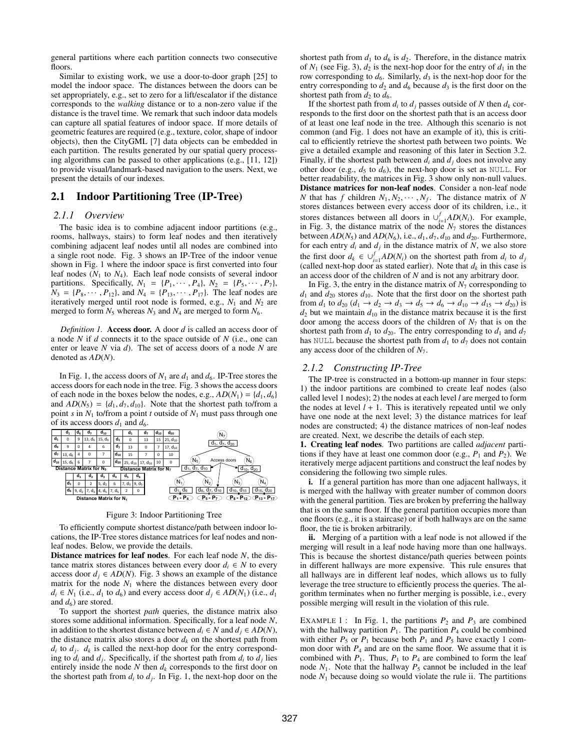general partitions where each partition connects two consecutive floors.

Similar to existing work, we use a door-to-door graph [25] to model the indoor space. The distances between the doors can be set appropriately, e.g., set to zero for a lift/escalator if the distance corresponds to the *walking* distance or to a non-zero value if the distance is the travel time. We remark that such indoor data models can capture all spatial features of indoor space. If more details of geometric features are required (e.g., texture, color, shape of indoor objects), then the CityGML [7] data objects can be embedded in each partition. The results generated by our spatial query processing algorithms can be passed to other applications (e.g., [11, 12]) to provide visual/landmark-based navigation to the users. Next, we present the details of our indexes.

## 2.1 Indoor Partitioning Tree (IP-Tree)

### 2.1.1 Overview

The basic idea is to combine adjacent indoor partitions (e.g., rooms, hallways, stairs) to form leaf nodes and then iteratively combining adjacent leaf nodes until all nodes are combined into a single root node. Fig. 3 shows an IP-Tree of the indoor venue shown in Fig. 1 where the indoor space is first converted into four leaf nodes ($N_1$ to $N_4$). Each leaf node consists of several indoor partitions. Specifically, $N_1 = \{P_1, \cdots, P_4\}$, $N_2 = \{P_5, \cdots, P_7\}$, $N_3 = \{P_8, \cdots, P_{12}\}$, and $N_4 = \{P_{13}, \cdots, P_{17}\}$. The leaf nodes are iteratively merged until root node is formed, e.g., $N_1$ and $N_2$ are merged to form $N_5$ whereas $N_3$ and $N_4$ are merged to form $N_6$.

*Definition 1.* **Access door.** A door $d$ is called an access door of a node $N$ if $d$ connects it to the space outside of $N$ (i.e., one can enter or leave $N$ via $d$). The set of access doors of a node $N$ are denoted as $AD(N)$.

In Fig. 1, the access doors of $N_1$ are $d_1$ and $d_6$. IP-Tree stores the access doors for each node in the tree. Fig. 3 shows the access doors of each node in the boxes below the nodes, e.g., $AD(N_1) = \{d_1, d_6\}$ and $AD(N_5) = \{d_1, d_7, d_{10}\}$. Note that the shortest path to/from a point $s$ in $N_1$ to/from a point $t$ outside of $N_1$ must pass through one of its access doors $d_1$ and $d_6$.

Distance Matrix for $N_5$

| | $d_1$ | $d_6$ | $d_7$ | $d_{10}$ |
|---|---|---|---|---|
| $d_1$ | 0 | 9 | 13, $d_6$ | 15, $d_6$ |
| $d_6$ | 9 | 0 | 4 | 6 |
| $d_7$ | 13, $d_6$ | 4 | 0 | 7 |
| $d_{10}$ | 15, $d_6$ | 6 | 7 | 0 |

Distance Matrix for $N_7$

| | $d_1$ | $d_7$ | $d_{10}$ | $d_{20}$ |
|---|---|---|---|---|
| $d_1$ | 0 | 13 | 15 | 25, $d_{10}$ |
| $d_7$ | 13 | 0 | 7 | 17, $d_{10}$ |
| $d_{10}$ | 15 | 7 | 0 | 10 |
| $d_{20}$ | 25, $d_{10}$ | 17, $d_{10}$ | 10 | 0 |

Distance Matrix for $N_1$

| | $d_1$ | $d_2$ | $d_3$ | $d_4$ | $d_5$ | $d_6$ |
|---|---|---|---|---|---|---|
| $d_1$ | 0 | 2 | 5, $d_2$ | 6 | 7, $d_3$ | 9, $d_5$ |
| $d_6$ | 9, $d_2$ | 7, $d_3$ | 4, $d_5$ | 7, $d_5$ | 2 | 0 |

Figure 3: Indoor Partitioning Tree

To efficiently compute shortest distance/path between indoor locations, the IP-Tree stores distance matrices for leaf nodes and non-leaf nodes. Below, we provide the details.

**Distance matrices for leaf nodes**. For each leaf node $N$, the distance matrix stores distances between every door $d_i \in N$ to every access door $d_j \in AD(N)$. Fig. 3 shows an example of the distance matrix for the node $N_1$ where the distances between every door $d_i \in N_1$ (i.e., $d_1$ to $d_6$) and every access door $d_j \in AD(N_1)$ (i.e., $d_1$ and $d_6$) are stored.

To support the shortest *path* queries, the distance matrix also stores some additional information. Specifically, for a leaf node $N$, in addition to the shortest distance between $d_i \in N$ and $d_j \in AD(N)$, the distance matrix also stores a door $d_k$ on the shortest path from $d_i$ to $d_j$. $d_k$ is called the next-hop door for the entry corresponding to $d_i$ and $d_j$. Specifically, if the shortest path from $d_i$ to $d_j$ lies entirely inside the node $N$ then $d_k$ corresponds to the first door on the shortest path from $d_i$ to $d_j$. In Fig. 1, the next-hop door on the shortest path from $d_1$ to $d_6$ is $d_2$. Therefore, in the distance matrix of $N_1$ (see Fig. 3), $d_2$ is the next-hop door for the entry of $d_1$ in the row corresponding to $d_6$. Similarly, $d_3$ is the next-hop door for the entry corresponding to $d_2$ and $d_6$ because $d_3$ is the first door on the shortest path from $d_2$ to $d_6$.

If the shortest path from $d_i$ to $d_j$ passes outside of $N$ then $d_k$ corresponds to the first door on the shortest path that is an access door of at least one leaf node in the tree. Although this scenario is not common (and Fig. 1 does not have an example of it), this is critical to efficiently retrieve the shortest path between two points. We give a detailed example and reasoning of this later in Section 3.2. Finally, if the shortest path between $d_i$ and $d_j$ does not involve any other door (e.g., $d_5$ to $d_6$), the next-hop door is set as NULL. For better readability, the matrices in Fig. 3 show only non-null values.

**Distance matrices for non-leaf nodes**. Consider a non-leaf node $N$ that has $f$ children $N_1, N_2, \cdots, N_f$. The distance matrix of $N$ stores distances between every access door of its children, i.e., it stores distances between all doors in $\cup_{i=1}^{f} AD(N_i)$. For example, in Fig. 3, the distance matrix of the node $N_7$ stores the distances between $AD(N_5)$ and $AD(N_6)$, i.e., $d_1$, $d_7$, $d_{10}$ and $d_{20}$. Furthermore, for each entry $d_i$ and $d_j$ in the distance matrix of $N$, we also store the first door $d_k \in \cup_{i=1}^{f} AD(N_i)$ on the shortest path from $d_i$ to $d_j$ (called next-hop door as stated earlier). Note that $d_k$ in this case is an access door of the children of $N$ and is not any arbitrary door.

In Fig. 3, the entry in the distance matrix of $N_7$ corresponding to $d_1$ and $d_{20}$ stores $d_{10}$. Note that the first door on the shortest path from $d_1$ to $d_{20}$ ($d_1 \rightarrow d_2 \rightarrow d_3 \rightarrow d_5 \rightarrow d_6 \rightarrow d_{10} \rightarrow d_{15} \rightarrow d_{20}$) is $d_2$ but we maintain $d_{10}$ in the distance matrix because it is the first door among the access doors of the children of $N_7$ that is on the shortest path from $d_1$ to $d_{20}$. The entry corresponding to $d_1$ and $d_7$ has NULL because the shortest path from $d_1$ to $d_7$ does not contain any access door of the children of $N_7$.

### 2.1.2 Constructing IP-Tree

The IP-tree is constructed in a bottom-up manner in four steps: 1) the indoor partitions are combined to create leaf nodes (also called level 1 nodes); 2) the nodes at each level $l$ are merged to form the nodes at level $l + 1$. This is iteratively repeated until we only have one node at the next level; 3) the distance matrices for leaf nodes are created; 4) the distance matrices of non-leaf nodes are created. Next, we describe the details of each step.

**1. Creating leaf nodes**. Two partitions are called *adjacent* partitions if they have at least one common door (e.g., $P_1$ and $P_2$). We iteratively merge adjacent partitions and construct the leaf nodes by considering the following two simple rules.

**i.** If a general partition has more than one adjacent hallways, it is merged with the hallway with greater number of common doors with the general partition. Ties are broken by preferring the hallway that is on the same floor. If the general partition occupies more than one floors (e.g., it is a staircase) or if both hallways are on the same floor, the tie is broken arbitrarily.

**ii.** Merging of a partition with a leaf node is not allowed if the merging will result in a leaf node having more than one hallways. This is because the shortest distance/path queries between points in different hallways are more expensive. This rule ensures that all hallways are in different leaf nodes, which allows us to fully leverage the tree structure to efficiently process the queries. The algorithm terminates when no further merging is possible, i.e., every possible merging will result in the violation of this rule.

EXAMPLE 1 : In Fig. 1, the partitions $P_2$ and $P_3$ are combined with the hallway partition $P_1$. The partition $P_4$ could be combined with either $P_5$ or $P_1$ because both $P_1$ and $P_5$ have exactly 1 common door with $P_4$ and are on the same floor. We assume that it is combined with $P_1$. Thus, $P_1$ to $P_4$ are combined to form the leaf node $N_1$. Note that the hallway $P_5$ cannot be included in the leaf node $N_1$ because doing so would violate the rule ii. The partitions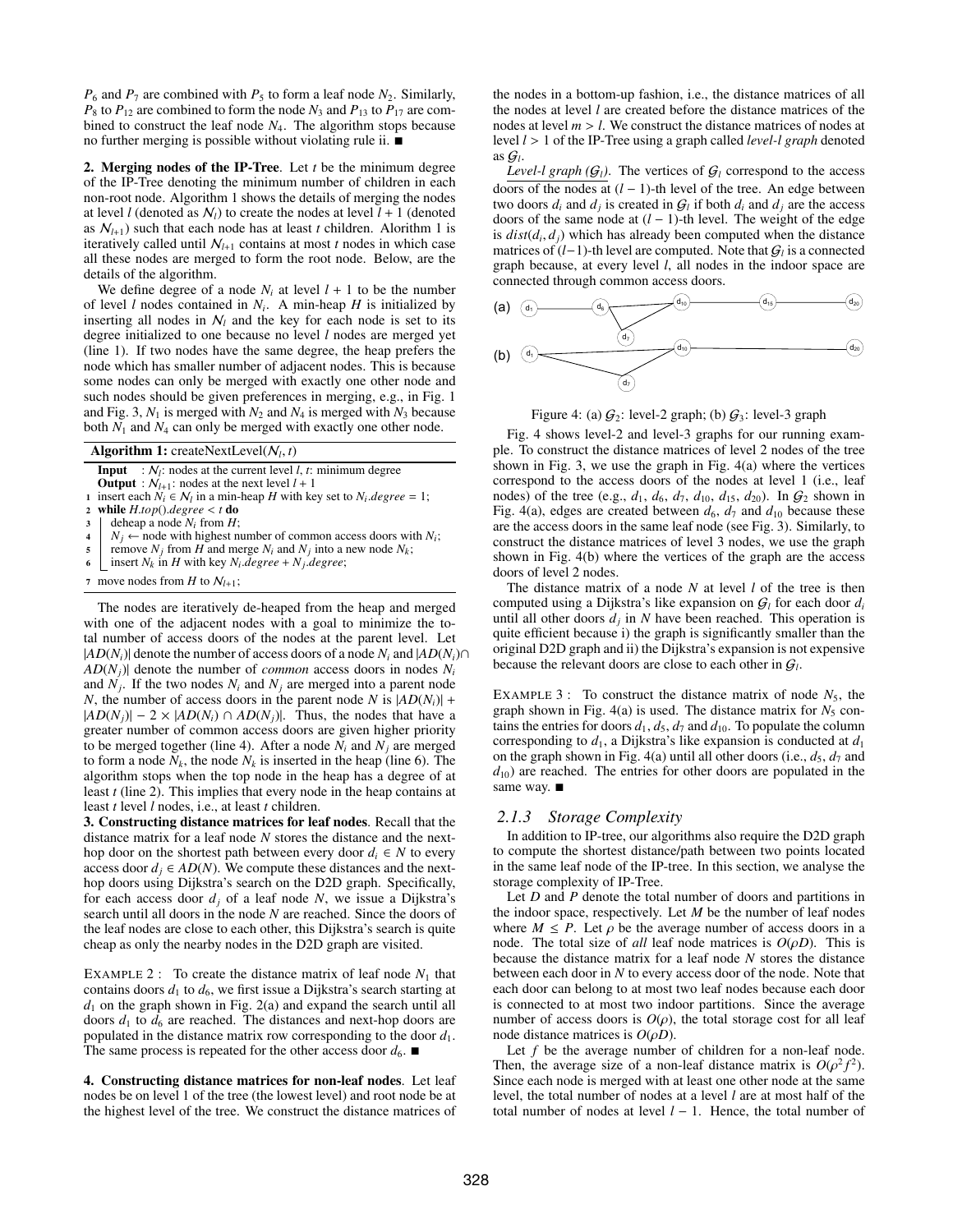$P_6$ and $P_7$ are combined with $P_5$ to form a leaf node $N_2$. Similarly, $P_8$ to $P_{12}$ are combined to form the node $N_3$ and $P_{13}$ to $P_{17}$ are combined to construct the leaf node $N_4$. The algorithm stops because no further merging is possible without violating rule ii. ■

**2. Merging nodes of the IP-Tree**. Let $t$ be the minimum degree of the IP-Tree denoting the minimum number of children in each non-root node. Algorithm 1 shows the details of merging the nodes at level $l$ (denoted as $\mathcal{N}_l$) to create the nodes at level $l + 1$ (denoted as $\mathcal{N}_{l+1}$) such that each node has at least $t$ children. Alorithm 1 is iteratively called until $\mathcal{N}_{l+1}$ contains at most $t$ nodes in which case all these nodes are merged to form the root node. Below, are the details of the algorithm.

We define degree of a node $N_i$ at level $l + 1$ to be the number of level $l$ nodes contained in $N_i$. A min-heap $H$ is initialized by inserting all nodes in $\mathcal{N}_l$ and the key for each node is set to its degree initialized to one because no level $l$ nodes are merged yet (line 1). If two nodes have the same degree, the heap prefers the node which has smaller number of adjacent nodes. This is because some nodes can only be merged with exactly one other node and such nodes should be given preferences in merging, e.g., in Fig. 1 and Fig. 3, $N_1$ is merged with $N_2$ and $N_4$ is merged with $N_3$ because both $N_1$ and $N_4$ can only be merged with exactly one other node.

**Algorithm 1:** createNextLevel($\mathcal{N}_l$, $t$)

```
Input  : N_l: nodes at the current level l, t: minimum degree
Output : N_{l+1}: nodes at the next level l + 1
1 insert each N_i ∈ N_l in a min-heap H with key set to N_i.degree = 1;
2 while H.top().degree < t do
3     deheap a node N_i from H;
4     N_j ← node with highest number of common access doors with N_i;
5     remove N_j from H and merge N_i and N_j into a new node N_k;
6     insert N_k in H with key N_i.degree + N_j.degree;
7 move nodes from H to N_{l+1};
```

The nodes are iteratively de-heaped from the heap and merged with one of the adjacent nodes with a goal to minimize the total number of access doors of the nodes at the parent level. Let $|AD(N_i)|$ denote the number of access doors of a node $N_i$ and $|AD(N_i) \cap AD(N_j)|$ denote the number of *common* access doors in nodes $N_i$ and $N_j$. If the two nodes $N_i$ and $N_j$ are merged into a parent node $N$, the number of access doors in the parent node $N$ is $|AD(N_i)| + |AD(N_j)| - 2 \times |AD(N_i) \cap AD(N_j)|$. Thus, the nodes that have a greater number of common access doors are given higher priority to be merged together (line 4). After a node $N_i$ and $N_j$ are merged to form a node $N_k$, the node $N_k$ is inserted in the heap (line 6). The algorithm stops when the top node in the heap has a degree of at least $t$ (line 2). This implies that every node in the heap contains at least $t$ level $l$ nodes, i.e., at least $t$ children.

**3. Constructing distance matrices for leaf nodes**. Recall that the distance matrix for a leaf node $N$ stores the distance and the next-hop door on the shortest path between every door $d_i \in N$ to every access door $d_j \in AD(N)$. We compute these distances and the next-hop doors using Dijkstra's search on the D2D graph. Specifically, for each access door $d_j$ of a leaf node $N$, we issue a Dijkstra's search until all doors in the node $N$ are reached. Since the doors of the leaf nodes are close to each other, this Dijkstra's search is quite cheap as only the nearby nodes in the D2D graph are visited.

EXAMPLE 2 : To create the distance matrix of leaf node $N_1$ that contains doors $d_1$ to $d_6$, we first issue a Dijkstra's search starting at $d_1$ on the graph shown in Fig. 2(a) and expand the search until all doors $d_1$ to $d_6$ are reached. The distances and next-hop doors are populated in the distance matrix row corresponding to the door $d_1$. The same process is repeated for the other access door $d_6$. ■

**4. Constructing distance matrices for non-leaf nodes**. Let leaf nodes be on level 1 of the tree (the lowest level) and root node be at the highest level of the tree. We construct the distance matrices of the nodes in a bottom-up fashion, i.e., the distance matrices of all the nodes at level $l$ are created before the distance matrices of the nodes at level $m > l$. We construct the distance matrices of nodes at level $l > 1$ of the IP-Tree using a graph called *level-l graph* denoted as $\mathcal{G}_l$.

*Level-l graph ($\mathcal{G}_l$).* The vertices of $\mathcal{G}_l$ correspond to the access doors of the nodes at $(l - 1)$-th level of the tree. An edge between two doors $d_i$ and $d_j$ is created in $\mathcal{G}_l$ if both $d_i$ and $d_j$ are the access doors of the same node at $(l - 1)$-th level. The weight of the edge is $dist(d_i, d_j)$ which has already been computed when the distance matrices of $(l-1)$-th level are computed. Note that $\mathcal{G}_l$ is a connected graph because, at every level $l$, all nodes in the indoor space are connected through common access doors.

Figure 4: (a) $\mathcal{G}_2$: level-2 graph; (b) $\mathcal{G}_3$: level-3 graph

Fig. 4 shows level-2 and level-3 graphs for our running example. To construct the distance matrices of level 2 nodes of the tree shown in Fig. 3, we use the graph in Fig. 4(a) where the vertices correspond to the access doors of the nodes at level 1 (i.e., leaf nodes) of the tree (e.g., $d_1$, $d_6$, $d_7$, $d_{10}$, $d_{15}$, $d_{20}$). In $\mathcal{G}_2$ shown in Fig. 4(a), edges are created between $d_6$, $d_7$ and $d_{10}$ because these are the access doors in the same leaf node (see Fig. 3). Similarly, to construct the distance matrices of level 3 nodes, we use the graph shown in Fig. 4(b) where the vertices of the graph are the access doors of level 2 nodes.

The distance matrix of a node $N$ at level $l$ of the tree is then computed using a Dijkstra's like expansion on $\mathcal{G}_l$ for each door $d_i$ until all other doors $d_j$ in $N$ have been reached. This operation is quite efficient because i) the graph is significantly smaller than the original D2D graph and ii) the Dijkstra's expansion is not expensive because the relevant doors are close to each other in $\mathcal{G}_l$.

EXAMPLE 3 : To construct the distance matrix of node $N_5$, the graph shown in Fig. 4(a) is used. The distance matrix for $N_5$ contains the entries for doors $d_1$, $d_5$, $d_7$ and $d_{10}$. To populate the column corresponding to $d_1$, a Dijkstra's like expansion is conducted at $d_1$ on the graph shown in Fig. 4(a) until all other doors (i.e., $d_5$, $d_7$ and $d_{10}$) are reached. The entries for other doors are populated in the same way. ■

### 2.1.3 Storage Complexity

In addition to IP-tree, our algorithms also require the D2D graph to compute the shortest distance/path between two points located in the same leaf node of the IP-tree. In this section, we analyse the storage complexity of IP-Tree.

Let $D$ and $P$ denote the total number of doors and partitions in the indoor space, respectively. Let $M$ be the number of leaf nodes where $M \leq P$. Let $\rho$ be the average number of access doors in a node. The total size of *all* leaf node matrices is $O(\rho D)$. This is because the distance matrix for a leaf node $N$ stores the distance between each door in $N$ to every access door of the node. Note that each door can belong to at most two leaf nodes because each door is connected to at most two indoor partitions. Since the average number of access doors is $O(\rho)$, the total storage cost for all leaf node distance matrices is $O(\rho D)$.

Let $f$ be the average number of children for a non-leaf node. Then, the average size of a non-leaf distance matrix is $O(\rho^2 f^2)$. Since each node is merged with at least one other node at the same level, the total number of nodes at a level $l$ are at most half of the total number of nodes at level $l - 1$. Hence, the total number of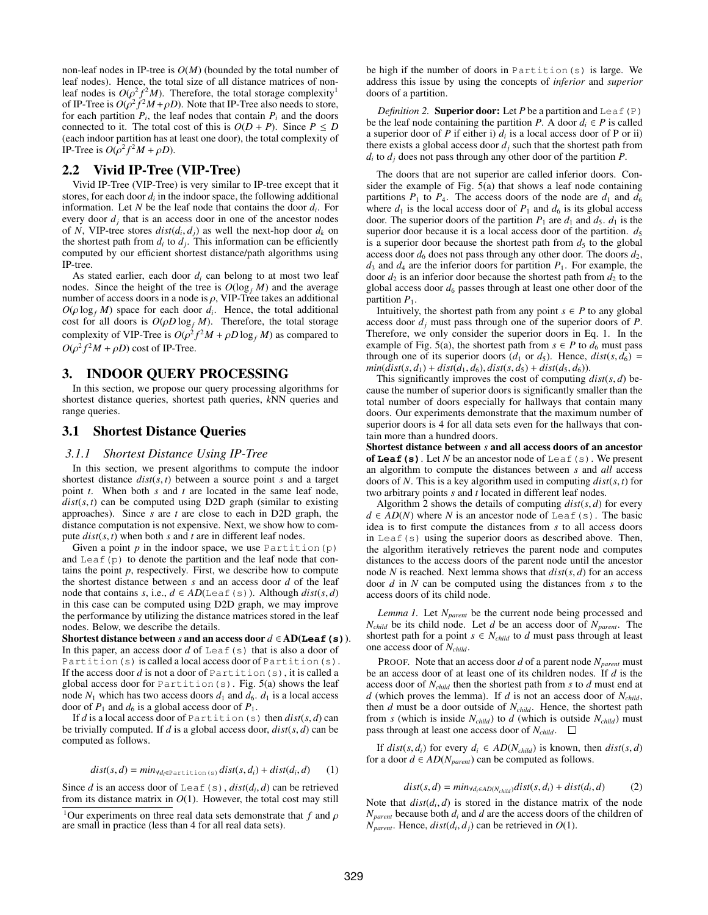non-leaf nodes in IP-tree is $O(M)$ (bounded by the total number of leaf nodes). Hence, the total size of all distance matrices of non-leaf nodes is $O(\rho^2 f^2 M)$. Therefore, the total storage complexity[1] of IP-Tree is $O(\rho^2 f^2 M + \rho D)$. Note that IP-Tree also needs to store, for each partition $P_i$, the leaf nodes that contain $P_i$ and the doors connected to it. The total cost of this is $O(D + P)$. Since $P \leq D$ (each indoor partition has at least one door), the total complexity of IP-Tree is $O(\rho^2 f^2 M + \rho D)$.

## 2.2 Vivid IP-Tree (VIP-Tree)

Vivid IP-Tree (VIP-Tree) is very similar to IP-tree except that it stores, for each door $d_i$ in the indoor space, the following additional information. Let $N$ be the leaf node that contains the door $d_i$. For every door $d_j$ that is an access door in one of the ancestor nodes of $N$, VIP-tree stores $dist(d_i, d_j)$ as well the next-hop door $d_k$ on the shortest path from $d_i$ to $d_j$. This information can be efficiently computed by our efficient shortest distance/path algorithms using IP-tree.

As stated earlier, each door $d_i$ can belong to at most two leaf nodes. Since the height of the tree is $O(\log_f M)$ and the average number of access doors in a node is $\rho$, VIP-Tree takes an additional $O(\rho \log_f M)$ space for each door $d_i$. Hence, the total additional cost for all doors is $O(\rho D \log_f M)$. Therefore, the total storage complexity of VIP-Tree is $O(\rho^2 f^2 M + \rho D \log_f M)$ as compared to $O(\rho^2 f^2 M + \rho D)$ cost of IP-Tree.

# 3. INDOOR QUERY PROCESSING

In this section, we propose our query processing algorithms for shortest distance queries, shortest path queries, *k*NN queries and range queries.

## 3.1 Shortest Distance Queries

### 3.1.1 Shortest Distance Using IP-Tree

In this section, we present algorithms to compute the indoor shortest distance $dist(s, t)$ between a source point $s$ and a target point $t$. When both $s$ and $t$ are located in the same leaf node, $dist(s, t)$ can be computed using D2D graph (similar to existing approaches). Since $s$ are $t$ are close to each in D2D graph, the distance computation is not expensive. Next, we show how to compute $dist(s, t)$ when both $s$ and $t$ are in different leaf nodes.

Given a point $p$ in the indoor space, we use `Partition(p)` and `Leaf(p)` to denote the partition and the leaf node that contains the point $p$, respectively. First, we describe how to compute the shortest distance between $s$ and an access door $d$ of the leaf node that contains $s$, i.e., $d \in AD($`Leaf(s)`$)$. Although $dist(s, d)$ in this case can be computed using D2D graph, we may improve the performance by utilizing the distance matrices stored in the leaf nodes. Below, we describe the details.

**Shortest distance between $s$ and an access door $d \in$ AD(`Leaf(s)`).** In this paper, an access door $d$ of `Leaf(s)` that is also a door of `Partition(s)` is called a local access door of `Partition(s)`. If the access door $d$ is not a door of `Partition(s)`, it is called a global access door for `Partition(s)`. Fig. 5(a) shows the leaf node $N_1$ which has two access doors $d_1$ and $d_6$. $d_1$ is a local access door of $P_1$ and $d_6$ is a global access door of $P_1$.

If $d$ is a local access door of `Partition(s)` then $dist(s, d)$ can be trivially computed. If $d$ is a global access door, $dist(s, d)$ can be computed as follows.

$$dist(s, d) = min_{\forall d_i \in \texttt{Partition(s)}} dist(s, d_i) + dist(d_i, d) \qquad (1)$$

Since $d$ is an access door of `Leaf(s)`, $dist(d_i, d)$ can be retrieved from its distance matrix in $O(1)$. However, the total cost may still be high if the number of doors in `Partition(s)` is large. We address this issue by using the concepts of *inferior* and *superior* doors of a partition.

*Definition 2.* **Superior door:** Let $P$ be a partition and `Leaf(P)` be the leaf node containing the partition $P$. A door $d_i \in P$ is called a superior door of $P$ if either i) $d_i$ is a local access door of P or ii) there exists a global access door $d_j$ such that the shortest path from $d_i$ to $d_j$ does not pass through any other door of the partition $P$.

The doors that are not superior are called inferior doors. Consider the example of Fig. 5(a) that shows a leaf node containing partitions $P_1$ to $P_4$. The access doors of the node are $d_1$ and $d_6$ where $d_1$ is the local access door of $P_1$ and $d_6$ is its global access door. The superior doors of the partition $P_1$ are $d_1$ and $d_5$. $d_1$ is the superior door because it is a local access door of the partition. $d_5$ is a superior door because the shortest path from $d_5$ to the global access door $d_6$ does not pass through any other door. The doors $d_2$, $d_3$ and $d_4$ are the inferior doors for partition $P_1$. For example, the door $d_2$ is an inferior door because the shortest path from $d_2$ to the global access door $d_6$ passes through at least one other door of the partition $P_1$.

Intuitively, the shortest path from any point $s \in P$ to any global access door $d_j$ must pass through one of the superior doors of $P$. Therefore, we only consider the superior doors in Eq. 1. In the example of Fig. 5(a), the shortest path from $s \in P$ to $d_6$ must pass through one of its superior doors ($d_1$ or $d_5$). Hence, $dist(s, d_6) = min(dist(s, d_1) + dist(d_1, d_6), dist(s, d_5) + dist(d_5, d_6))$.

This significantly improves the cost of computing $dist(s, d)$ because the number of superior doors is significantly smaller than the total number of doors especially for hallways that contain many doors. Our experiments demonstrate that the maximum number of superior doors is 4 for all data sets even for the hallways that contain more than a hundred doors.

**Shortest distance between $s$ and all access doors of an ancestor of `Leaf(s)`.** Let $N$ be an ancestor node of `Leaf(s)`. We present an algorithm to compute the distances between $s$ and *all* access doors of $N$. This is a key algorithm used in computing $dist(s, t)$ for two arbitrary points $s$ and $t$ located in different leaf nodes.

Algorithm 2 shows the details of computing $dist(s, d)$ for every $d \in AD(N)$ where $N$ is an ancestor node of `Leaf(s)`. The basic idea is to first compute the distances from $s$ to all access doors in `Leaf(s)` using the superior doors as described above. Then, the algorithm iteratively retrieves the parent node and computes distances to the access doors of the parent node until the ancestor node $N$ is reached. Next lemma shows that $dist(s, d)$ for an access door $d$ in $N$ can be computed using the distances from $s$ to the access doors of its child node.

*Lemma 1.* Let $N_{parent}$ be the current node being processed and $N_{child}$ be its child node. Let $d$ be an access door of $N_{parent}$. The shortest path for a point $s \in N_{child}$ to $d$ must pass through at least one access door of $N_{child}$.

PROOF. Note that an access door $d$ of a parent node $N_{parent}$ must be an access door of at least one of its children nodes. If $d$ is the access door of $N_{child}$ then the shortest path from $s$ to $d$ must end at $d$ (which proves the lemma). If $d$ is not an access door of $N_{child}$, then $d$ must be a door outside of $N_{child}$. Hence, the shortest path from $s$ (which is inside $N_{child}$) to $d$ (which is outside $N_{child}$) must pass through at least one access door of $N_{child}$. □

If $dist(s, d_i)$ for every $d_i \in AD(N_{child})$ is known, then $dist(s, d)$ for a door $d \in AD(N_{parent})$ can be computed as follows.

$$dist(s, d) = min_{\forall d_i \in AD(N_{child})} dist(s, d_i) + dist(d_i, d) \qquad (2)$$

Note that $dist(d_i, d)$ is stored in the distance matrix of the node $N_{parent}$ because both $d_i$ and $d$ are the access doors of the children of $N_{parent}$. Hence, $dist(d_i, d_j)$ can be retrieved in $O(1)$.

[1] Our experiments on three real data sets demonstrate that $f$ and $\rho$ are small in practice (less than 4 for all real data sets).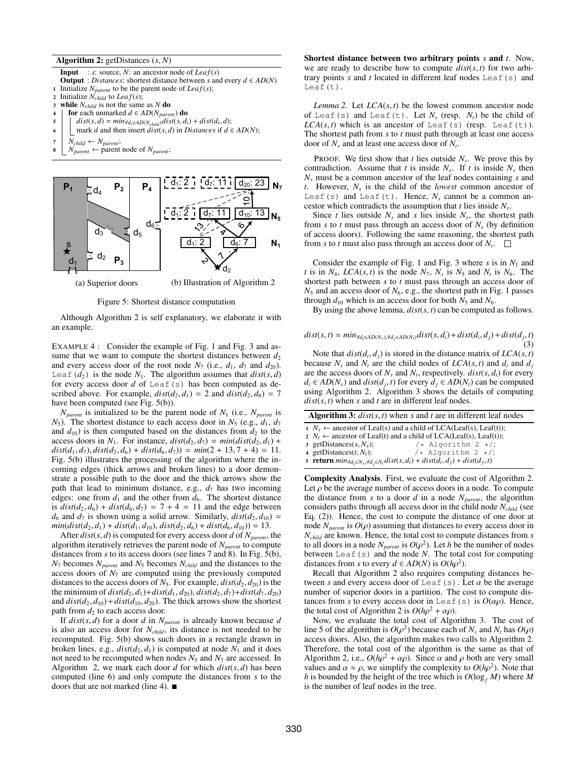**Algorithm 2:** getDistances $(s, N)$

**Input** : $s$: source, $N$: an ancestor node of $Leaf(s)$
**Output** : $Distances$: shortest distance between $s$ and every $d \in AD(N)$

```
1 Initialize N_parent to be the parent node of Leaf(s);
2 Initialize N_child to Leaf(s);
3 while N_child is not the same as N do
4     for each unmarked d ∈ AD(N_parent) do
5         dist(s,d) = min_{∀d_i ∈ AD(N_child)} dist(s,d_i) + dist(d_i,d);
6         mark d and then insert dist(s,d) in Distances if d ∈ AD(N);
7     N_child ← N_parent;
8     N_parent ← parent node of N_parent;
```

(a) Superior doors (b) Illustration of Algorithm 2

Figure 5: Shortest distance computation

Although Algorithm 2 is self explanatory, we elaborate it with an example.

EXAMPLE 4 : Consider the example of Fig. 1 and Fig. 3 and assume that we want to compute the shortest distances between $d_2$ and every access door of the root node $N_7$ (i.e., $d_1$, $d_7$ and $d_{20}$). Leaf$(d_2)$ is the node $N_1$. The algorithm assumes that $dist(s, d)$ for every access door $d$ of Leaf(s) has been computed as described above. For example, $dist(d_2, d_1) = 2$ and $dist(d_2, d_6) = 7$ have been computed (see Fig. 5(b)).

$N_{parent}$ is initialized to be the parent node of $N_1$ (i.e., $N_{parent}$ is $N_5$). The shortest distance to each access door in $N_5$ (e.g., $d_1$, $d_7$ and $d_{10}$) is then computed based on the distances from $d_2$ to the access doors in $N_1$. For instance, $dist(d_2, d_7) = min(dist(d_2, d_1) + dist(d_1, d_7), dist(d_2, d_6) + dist(d_6, d_7)) = min(2 + 13, 7 + 4) = 11$. Fig. 5(b) illustrates the processing of the algorithm where the incoming edges (thick arrows and broken lines) to a door demonstrate a possible path to the door and the thick arrows show the path that lead to minimum distance, e.g., $d_7$ has two incoming edges: one from $d_1$ and the other from $d_6$. The shortest distance is $dist(d_2, d_6) + dist(d_6, d_7) = 7 + 4 = 11$ and the edge between $d_6$ and $d_7$ is shown using a solid arrow. Similarly, $dist(d_2, d_{10}) = min(dist(d_2, d_1) + dist(d_1, d_{10}), dist(d_2, d_6) + dist(d_6, d_{10})) = 13$.

After $dist(s, d)$ is computed for every access door $d$ of $N_{parent}$, the algorithm iteratively retrieves the parent node of $N_{parent}$ to compute distances from $s$ to its access doors (see lines 7 and 8). In Fig. 5(b), $N_7$ becomes $N_{parent}$ and $N_5$ becomes $N_{child}$ and the distances to the access doors of $N_7$ are computed using the previously computed distances to the access doors of $N_5$. For example, $dist(d_2, d_{20})$ is the minimum of $dist(d_2, d_1) + dist(d_1, d_{20})$, $dist(d_2, d_7) + dist(d_7, d_{20})$ and $dist(d_2, d_{10}) + dist(d_{10}, d_{20})$. The thick arrows show the shortest path from $d_2$ to each access door.

If $dist(s, d)$ for a door $d$ in $N_{parent}$ is already known because $d$ is also an access door for $N_{child}$, its distance is not needed to be recomputed. Fig. 5(b) shows such doors in a rectangle drawn in broken lines, e.g., $dist(d_2, d_1)$ is computed at node $N_1$ and it does not need to be recomputed when nodes $N_5$ and $N_7$ are accessed. In Algorithm 2, we mark each door $d$ for which $dist(s, d)$ has been computed (line 6) and only compute the distances from $s$ to the doors that are not marked (line 4). ■

**Shortest distance between two arbitrary points $s$ and $t$.** Now, we are ready to describe how to compute $dist(s, t)$ for two arbitrary points $s$ and $t$ located in different leaf nodes Leaf(s) and Leaf(t).

*Lemma 2.* Let $LCA(s, t)$ be the lowest common ancestor node of Leaf(s) and Leaf(t). Let $N_s$ (resp. $N_t$) be the child of $LCA(s, t)$ which is an ancestor of Leaf(s) (resp. Leaf(t)). The shortest path from $s$ to $t$ must path through at least one access door of $N_s$ and at least one access door of $N_t$.

PROOF. We first show that $t$ lies outside $N_s$. We prove this by contradiction. Assume that $t$ is inside $N_s$. If $t$ is inside $N_s$ then $N_s$ must be a common ancestor of the leaf nodes containing $s$ and $t$. However, $N_s$ is the child of the *lowest* common ancestor of Leaf(s) and Leaf(t). Hence, $N_s$ cannot be a common ancestor which contradicts the assumption that $t$ lies inside $N_s$.

Since $t$ lies outside $N_s$ and $s$ lies inside $N_s$, the shortest path from $s$ to $t$ must pass through an access door of $N_s$ (by definition of access doors). Following the same reasoning, the shortest path from $s$ to $t$ must also pass through an access door of $N_t$. □

Consider the example of Fig. 1 and Fig. 3 where $s$ is in $N_1$ and $t$ is in $N_4$, $LCA(s, t)$ is the node $N_7$, $N_s$ is $N_5$ and $N_t$ is $N_6$. The shortest path between $s$ to $t$ must pass through an access door of $N_5$ and an access door of $N_6$, e.g., the shortest path in Fig. 1 passes through $d_{10}$ which is an access door for both $N_5$ and $N_6$.

By using the above lemma, $dist(s, t)$ can be computed as follows.

$$dist(s, t) = min_{\forall d_i \in AD(N_s), \forall d_j \in AD(N_t)} dist(s, d_i) + dist(d_i, d_j) + dist(d_j, t) \quad (3)$$

Note that $dist(d_i, d_j)$ is stored in the distance matrix of $LCA(s, t)$ because $N_s$ and $N_t$ are the child nodes of $LCA(s, t)$ and $d_i$ and $d_j$ are the access doors of $N_s$ and $N_t$, respectively. $dist(s, d_i)$ for every $d_i \in AD(N_s)$ and $dist(d_j, t)$ for every $d_j \in AD(N_t)$ can be computed using Algorithm 2. Algorithm 3 shows the details of computing $dist(s, t)$ when $s$ and $t$ are in different leaf nodes.

**Algorithm 3:** $dist(s, t)$ when $s$ and $t$ are in different leaf nodes

```
1 N_s ← ancestor of Leaf(s) and a child of LCA(Leaf(s), Leaf(t));
2 N_t ← ancestor of Leaf(t) and a child of LCA(Leaf(s), Leaf(t));
3 getDistances(s, N_s);          /* Algorithm 2 */;
4 getDistances(t, N_t);          /* Algorithm 2 */;
5 return min_{∀d_i ∈ N_s, ∀d_j ∈ N_t} dist(s,d_i) + dist(d_i,d_j) + dist(d_j,t)
```

**Complexity Analysis**. First, we evaluate the cost of Algorithm 2. Let $\rho$ be the average number of access doors in a node. To compute the distance from $s$ to a door $d$ in a node $N_{parent}$, the algorithm considers paths through all access door in the child node $N_{child}$ (see Eq. (2)). Hence, the cost to compute the distance of one door at node $N_{parent}$ is $O(\rho)$ assuming that distances to every access door in $N_{child}$ are known. Hence, the total cost to compute distances from $s$ to all doors in a node $N_{parent}$ is $O(\rho^2)$. Let $h$ be the number of nodes between Leaf(s) and the node $N$. The total cost for computing distances from $s$ to every $d \in AD(N)$ is $O(h\rho^2)$.

Recall that Algorithm 2 also requires computing distances between $s$ and every access door of Leaf(s). Let $\alpha$ be the average number of superior doors in a partition. The cost to compute distances from $s$ to every access door in Leaf(s) is $O(\alpha\rho)$. Hence, the total cost of Algorithm 2 is $O(h\rho^2 + \alpha\rho)$.

Now, we evaluate the total cost of Algorithm 3. The cost of line 5 of the algorithm is $O(\rho^2)$ because each of $N_s$ and $N_t$ has $O(\rho)$ access doors. Also, the algorithm makes two calls to Algorithm 2. Therefore, the total cost of the algorithm is the same as that of Algorithm 2, i.e., $O(h\rho^2 + \alpha\rho)$. Since $\alpha$ and $\rho$ both are very small values and $\alpha \approx \rho$, we simplify the complexity to $O(h\rho^2)$. Note that $h$ is bounded by the height of the tree which is $O(\log_f M)$ where $M$ is the number of leaf nodes in the tree.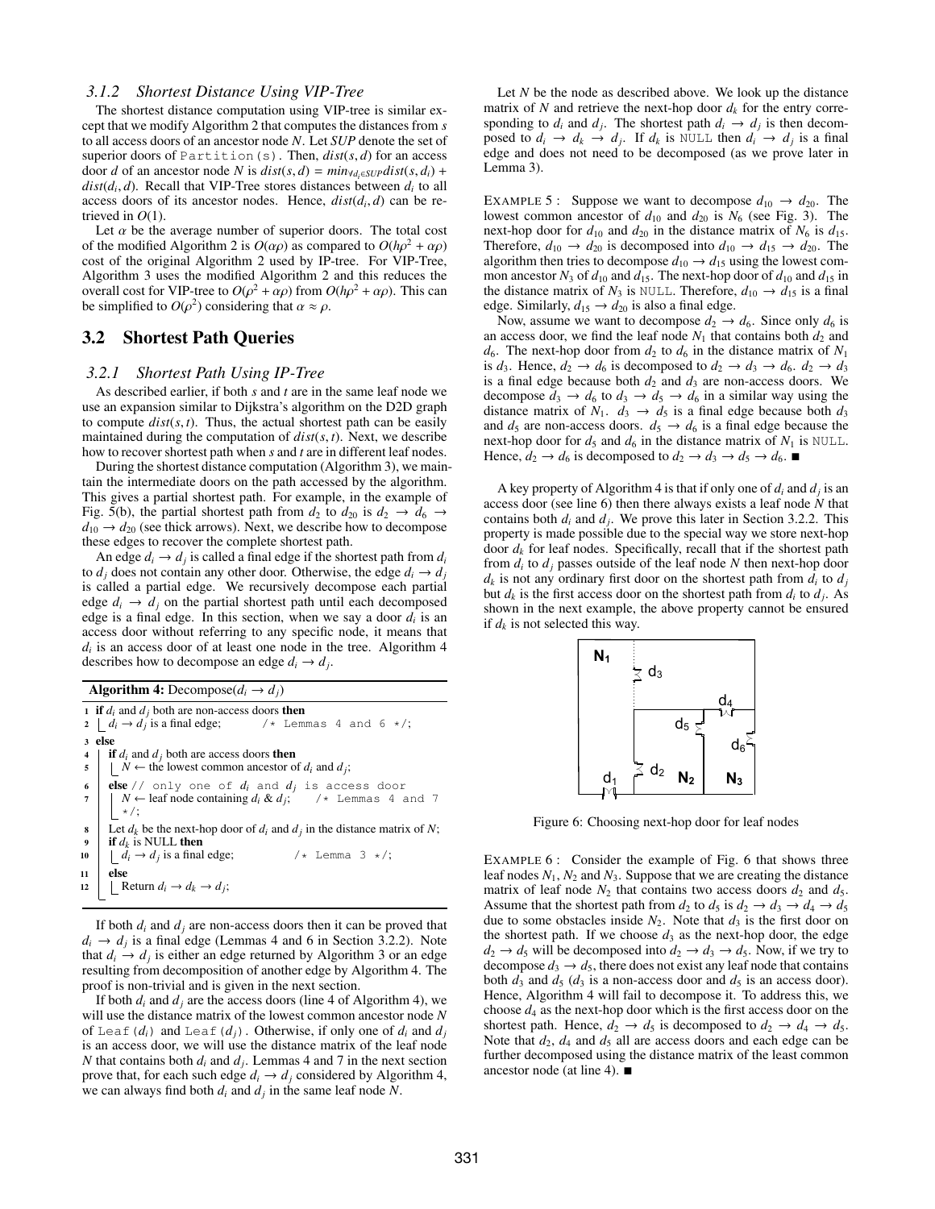### 3.1.2 Shortest Distance Using VIP-Tree

The shortest distance computation using VIP-tree is similar except that we modify Algorithm 2 that computes the distances from $s$ to all access doors of an ancestor node $N$. Let $SUP$ denote the set of superior doors of `Partition(s)`. Then, $dist(s,d)$ for an access door $d$ of an ancestor node $N$ is $dist(s,d) = min_{\forall d_i \in SUP} dist(s,d_i) + dist(d_i,d)$. Recall that VIP-Tree stores distances between $d_i$ to all access doors of its ancestor nodes. Hence, $dist(d_i,d)$ can be retrieved in $O(1)$.

Let $\alpha$ be the average number of superior doors. The total cost of the modified Algorithm 2 is $O(\alpha\rho)$ as compared to $O(h\rho^2 + \alpha\rho)$ cost of the original Algorithm 2 used by IP-tree. For VIP-Tree, Algorithm 3 uses the modified Algorithm 2 and this reduces the overall cost for VIP-tree to $O(\rho^2 + \alpha\rho)$ from $O(h\rho^2 + \alpha\rho)$. This can be simplified to $O(\rho^2)$ considering that $\alpha \approx \rho$.

## 3.2 Shortest Path Queries

### 3.2.1 Shortest Path Using IP-Tree

As described earlier, if both $s$ and $t$ are in the same leaf node we use an expansion similar to Dijkstra's algorithm on the D2D graph to compute $dist(s,t)$. Thus, the actual shortest path can be easily maintained during the computation of $dist(s,t)$. Next, we describe how to recover shortest path when $s$ and $t$ are in different leaf nodes.

During the shortest distance computation (Algorithm 3), we maintain the intermediate doors on the path accessed by the algorithm. This gives a partial shortest path. For example, in the example of Fig. 5(b), the partial shortest path from $d_2$ to $d_{20}$ is $d_2 \to d_6 \to d_{10} \to d_{20}$ (see thick arrows). Next, we describe how to decompose these edges to recover the complete shortest path.

An edge $d_i \to d_j$ is called a final edge if the shortest path from $d_i$ to $d_j$ does not contain any other door. Otherwise, the edge $d_i \to d_j$ is called a partial edge. We recursively decompose each partial edge $d_i \to d_j$ on the partial shortest path until each decomposed edge is a final edge. In this section, when we say a door $d_i$ is an access door without referring to any specific node, it means that $d_i$ is an access door of at least one node in the tree. Algorithm 4 describes how to decompose an edge $d_i \to d_j$.

**Algorithm 4:** Decompose($d_i \to d_j$)

```
1  if d_i and d_j both are non-access doors then
2  |  d_i → d_j is a final edge;          /* Lemmas 4 and 6 */;
3  else
4  |  if d_i and d_j both are access doors then
5  |  |  N ← the lowest common ancestor of d_i and d_j;
6  |  else // only one of d_i and d_j is access door
7  |  |  N ← leaf node containing d_i & d_j;    /* Lemmas 4 and 7
   |  |  */;
8  |  Let d_k be the next-hop door of d_i and d_j in the distance matrix of N;
9  |  if d_k is NULL then
10 |  |  d_i → d_j is a final edge;          /* Lemma 3 */;
11 |  else
12 |  |  Return d_i → d_k → d_j;
```

If both $d_i$ and $d_j$ are non-access doors then it can be proved that $d_i \to d_j$ is a final edge (Lemmas 4 and 6 in Section 3.2.2). Note that $d_i \to d_j$ is either an edge returned by Algorithm 3 or an edge resulting from decomposition of another edge by Algorithm 4. The proof is non-trivial and is given in the next section.

If both $d_i$ and $d_j$ are the access doors (line 4 of Algorithm 4), we will use the distance matrix of the lowest common ancestor node $N$ of `Leaf(`$d_i$`)` and `Leaf(`$d_j$`)`. Otherwise, if only one of $d_i$ and $d_j$ is an access door, we will use the distance matrix of the leaf node $N$ that contains both $d_i$ and $d_j$. Lemmas 4 and 7 in the next section prove that, for each such edge $d_i \to d_j$ considered by Algorithm 4, we can always find both $d_i$ and $d_j$ in the same leaf node $N$.

Let $N$ be the node as described above. We look up the distance matrix of $N$ and retrieve the next-hop door $d_k$ for the entry corresponding to $d_i$ and $d_j$. The shortest path $d_i \to d_j$ is then decomposed to $d_i \to d_k \to d_j$. If $d_k$ is `NULL` then $d_i \to d_j$ is a final edge and does not need to be decomposed (as we prove later in Lemma 3).

EXAMPLE 5 : Suppose we want to decompose $d_{10} \to d_{20}$. The lowest common ancestor of $d_{10}$ and $d_{20}$ is $N_6$ (see Fig. 3). The next-hop door for $d_{10}$ and $d_{20}$ in the distance matrix of $N_6$ is $d_{15}$. Therefore, $d_{10} \to d_{20}$ is decomposed into $d_{10} \to d_{15} \to d_{20}$. The algorithm then tries to decompose $d_{10} \to d_{15}$ using the lowest common ancestor $N_3$ of $d_{10}$ and $d_{15}$. The next-hop door of $d_{10}$ and $d_{15}$ in the distance matrix of $N_3$ is `NULL`. Therefore, $d_{10} \to d_{15}$ is a final edge. Similarly, $d_{15} \to d_{20}$ is also a final edge.

Now, assume we want to decompose $d_2 \to d_6$. Since only $d_6$ is an access door, we find the leaf node $N_1$ that contains both $d_2$ and $d_6$. The next-hop door from $d_2$ to $d_6$ in the distance matrix of $N_1$ is $d_3$. Hence, $d_2 \to d_6$ is decomposed to $d_2 \to d_3 \to d_6$. $d_2 \to d_3$ is a final edge because both $d_2$ and $d_3$ are non-access doors. We decompose $d_3 \to d_6$ to $d_3 \to d_5 \to d_6$ in a similar way using the distance matrix of $N_1$. $d_3 \to d_5$ is a final edge because both $d_3$ and $d_5$ are non-access doors. $d_5 \to d_6$ is a final edge because the next-hop door for $d_5$ and $d_6$ in the distance matrix of $N_1$ is `NULL`. Hence, $d_2 \to d_6$ is decomposed to $d_2 \to d_3 \to d_5 \to d_6$. ■

A key property of Algorithm 4 is that if only one of $d_i$ and $d_j$ is an access door (see line 6) then there always exists a leaf node $N$ that contains both $d_i$ and $d_j$. We prove this later in Section 3.2.2. This property is made possible due to the special way we store next-hop door $d_k$ for leaf nodes. Specifically, recall that if the shortest path from $d_i$ to $d_j$ passes outside of the leaf node $N$ then next-hop door $d_k$ is not any ordinary first door on the shortest path from $d_i$ to $d_j$ but $d_k$ is the first access door on the shortest path from $d_i$ to $d_j$. As shown in the next example, the above property cannot be ensured if $d_k$ is not selected this way.

Figure 6: Choosing next-hop door for leaf nodes

EXAMPLE 6 : Consider the example of Fig. 6 that shows three leaf nodes $N_1$, $N_2$ and $N_3$. Suppose that we are creating the distance matrix of leaf node $N_2$ that contains two access doors $d_2$ and $d_5$. Assume that the shortest path from $d_2$ to $d_5$ is $d_2 \to d_3 \to d_4 \to d_5$ due to some obstacles inside $N_2$. Note that $d_3$ is the first door on the shortest path. If we choose $d_3$ as the next-hop door, the edge $d_2 \to d_5$ will be decomposed into $d_2 \to d_3 \to d_5$. Now, if we try to decompose $d_3 \to d_5$, there does not exist any leaf node that contains both $d_3$ and $d_5$ ($d_3$ is a non-access door and $d_5$ is an access door). Hence, Algorithm 4 will fail to decompose it. To address this, we choose $d_4$ as the next-hop door which is the first access door on the shortest path. Hence, $d_2 \to d_5$ is decomposed to $d_2 \to d_4 \to d_5$. Note that $d_2$, $d_4$ and $d_5$ all are access doors and each edge can be further decomposed using the distance matrix of the least common ancestor node (at line 4). ■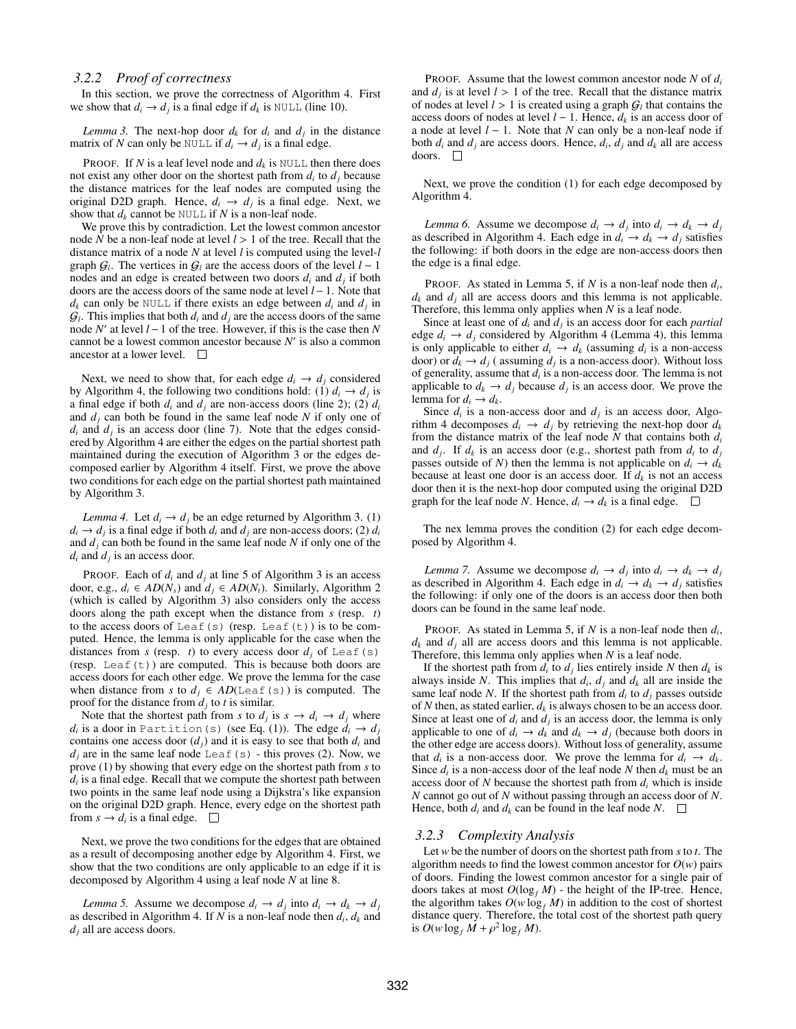### 3.2.2 Proof of correctness

In this section, we prove the correctness of Algorithm 4. First we show that $d_i \rightarrow d_j$ is a final edge if $d_k$ is NULL (line 10).

*Lemma 3.* The next-hop door $d_k$ for $d_i$ and $d_j$ in the distance matrix of $N$ can only be NULL if $d_i \rightarrow d_j$ is a final edge.

PROOF. If $N$ is a leaf level node and $d_k$ is NULL then there does not exist any other door on the shortest path from $d_i$ to $d_j$ because the distance matrices for the leaf nodes are computed using the original D2D graph. Hence, $d_i \rightarrow d_j$ is a final edge. Next, we show that $d_k$ cannot be NULL if $N$ is a non-leaf node.

We prove this by contradiction. Let the lowest common ancestor node $N$ be a non-leaf node at level $l > 1$ of the tree. Recall that the distance matrix of a node $N$ at level $l$ is computed using the level-$l$ graph $\mathcal{G}_l$. The vertices in $\mathcal{G}_l$ are the access doors of the level $l-1$ nodes and an edge is created between two doors $d_i$ and $d_j$ if both doors are the access doors of the same node at level $l-1$. Note that $d_k$ can only be NULL if there exists an edge between $d_i$ and $d_j$ in $\mathcal{G}_l$. This implies that both $d_i$ and $d_j$ are the access doors of the same node $N'$ at level $l-1$ of the tree. However, if this is the case then $N$ cannot be a lowest common ancestor because $N'$ is also a common ancestor at a lower level. □

Next, we need to show that, for each edge $d_i \rightarrow d_j$ considered by Algorithm 4, the following two conditions hold: (1) $d_i \rightarrow d_j$ is a final edge if both $d_i$ and $d_j$ are non-access doors (line 2); (2) $d_i$ and $d_j$ can both be found in the same leaf node $N$ if only one of $d_i$ and $d_j$ is an access door (line 7). Note that the edges considered by Algorithm 4 are either the edges on the partial shortest path maintained during the execution of Algorithm 3 or the edges decomposed earlier by Algorithm 4 itself. First, we prove the above two conditions for each edge on the partial shortest path maintained by Algorithm 3.

*Lemma 4.* Let $d_i \rightarrow d_j$ be an edge returned by Algorithm 3. (1) $d_i \rightarrow d_j$ is a final edge if both $d_i$ and $d_j$ are non-access doors; (2) $d_i$ and $d_j$ can both be found in the same leaf node $N$ if only one of the $d_i$ and $d_j$ is an access door.

PROOF. Each of $d_i$ and $d_j$ at line 5 of Algorithm 3 is an access door, e.g., $d_i \in AD(N_s)$ and $d_j \in AD(N_t)$. Similarly, Algorithm 2 (which is called by Algorithm 3) also considers only the access doors along the path except when the distance from $s$ (resp. $t$) to the access doors of Leaf(s) (resp. Leaf(t)) is to be computed. Hence, the lemma is only applicable for the case when the distances from $s$ (resp. $t$) to every access door $d_j$ of Leaf(s) (resp. Leaf(t)) are computed. This is because both doors are access doors for each other edge. We prove the lemma for the case when distance from $s$ to $d_j \in AD($Leaf(s)$)$ is computed. The proof for the distance from $d_j$ to $t$ is similar.

Note that the shortest path from $s$ to $d_j$ is $s \rightarrow d_i \rightarrow d_j$ where $d_i$ is a door in Partition(s) (see Eq. (1)). The edge $d_i \rightarrow d_j$ contains one access door ($d_j$) and it is easy to see that both $d_i$ and $d_j$ are in the same leaf node Leaf(s) - this proves (2). Now, we prove (1) by showing that every edge on the shortest path from $s$ to $d_i$ is a final edge. Recall that we compute the shortest path between two points in the same leaf node using a Dijkstra's like expansion on the original D2D graph. Hence, every edge on the shortest path from $s \rightarrow d_i$ is a final edge. □

Next, we prove the two conditions for the edges that are obtained as a result of decomposing another edge by Algorithm 4. First, we show that the two conditions are only applicable to an edge if it is decomposed by Algorithm 4 using a leaf node $N$ at line 8.

*Lemma 5.* Assume we decompose $d_i \rightarrow d_j$ into $d_i \rightarrow d_k \rightarrow d_j$ as described in Algorithm 4. If $N$ is a non-leaf node then $d_i$, $d_k$ and $d_j$ all are access doors.

PROOF. Assume that the lowest common ancestor node $N$ of $d_i$ and $d_j$ is at level $l > 1$ of the tree. Recall that the distance matrix of nodes at level $l > 1$ is created using a graph $\mathcal{G}_l$ that contains the access doors of nodes at level $l-1$. Hence, $d_k$ is an access door of a node at level $l-1$. Note that $N$ can only be a non-leaf node if both $d_i$ and $d_j$ are access doors. Hence, $d_i$, $d_j$ and $d_k$ all are access doors. □

Next, we prove the condition (1) for each edge decomposed by Algorithm 4.

*Lemma 6.* Assume we decompose $d_i \rightarrow d_j$ into $d_i \rightarrow d_k \rightarrow d_j$ as described in Algorithm 4. Each edge in $d_i \rightarrow d_k \rightarrow d_j$ satisfies the following: if both doors in the edge are non-access doors then the edge is a final edge.

PROOF. As stated in Lemma 5, if $N$ is a non-leaf node then $d_i$, $d_k$ and $d_j$ all are access doors and this lemma is not applicable. Therefore, this lemma only applies when $N$ is a leaf node.

Since at least one of $d_i$ and $d_j$ is an access door for each *partial* edge $d_i \rightarrow d_j$ considered by Algorithm 4 (Lemma 4), this lemma is only applicable to either $d_i \rightarrow d_k$ (assuming $d_i$ is a non-access door) or $d_k \rightarrow d_j$ ( assuming $d_j$ is a non-access door). Without loss of generality, assume that $d_i$ is a non-access door. The lemma is not applicable to $d_k \rightarrow d_j$ because $d_j$ is an access door. We prove the lemma for $d_i \rightarrow d_k$.

Since $d_i$ is a non-access door and $d_j$ is an access door, Algorithm 4 decomposes $d_i \rightarrow d_j$ by retrieving the next-hop door $d_k$ from the distance matrix of the leaf node $N$ that contains both $d_i$ and $d_j$. If $d_k$ is an access door (e.g., shortest path from $d_i$ to $d_j$ passes outside of $N$) then the lemma is not applicable on $d_i \rightarrow d_k$ because at least one door is an access door. If $d_k$ is not an access door then it is the next-hop door computed using the original D2D graph for the leaf node $N$. Hence, $d_i \rightarrow d_k$ is a final edge. □

The nex lemma proves the condition (2) for each edge decomposed by Algorithm 4.

*Lemma 7.* Assume we decompose $d_i \rightarrow d_j$ into $d_i \rightarrow d_k \rightarrow d_j$ as described in Algorithm 4. Each edge in $d_i \rightarrow d_k \rightarrow d_j$ satisfies the following: if only one of the doors is an access door then both doors can be found in the same leaf node.

PROOF. As stated in Lemma 5, if $N$ is a non-leaf node then $d_i$, $d_k$ and $d_j$ all are access doors and this lemma is not applicable. Therefore, this lemma only applies when $N$ is a leaf node.

If the shortest path from $d_i$ to $d_j$ lies entirely inside $N$ then $d_k$ is always inside $N$. This implies that $d_i$, $d_j$ and $d_k$ all are inside the same leaf node $N$. If the shortest path from $d_i$ to $d_j$ passes outside of $N$ then, as stated earlier, $d_k$ is always chosen to be an access door. Since at least one of $d_i$ and $d_j$ is an access door, the lemma is only applicable to one of $d_i \rightarrow d_k$ and $d_k \rightarrow d_j$ (because both doors in the other edge are access doors). Without loss of generality, assume that $d_i$ is a non-access door. We prove the lemma for $d_i \rightarrow d_k$. Since $d_i$ is a non-access door of the leaf node $N$ then $d_k$ must be an access door of $N$ because the shortest path from $d_i$ which is inside $N$ cannot go out of $N$ without passing through an access door of $N$. Hence, both $d_i$ and $d_k$ can be found in the leaf node $N$. □

### 3.2.3 Complexity Analysis

Let $w$ be the number of doors on the shortest path from $s$ to $t$. The algorithm needs to find the lowest common ancestor for $O(w)$ pairs of doors. Finding the lowest common ancestor for a single pair of doors takes at most $O(\log_f M)$ - the height of the IP-tree. Hence, the algorithm takes $O(w \log_f M)$ in addition to the cost of shortest distance query. Therefore, the total cost of the shortest path query is $O(w \log_f M + \rho^2 \log_f M)$.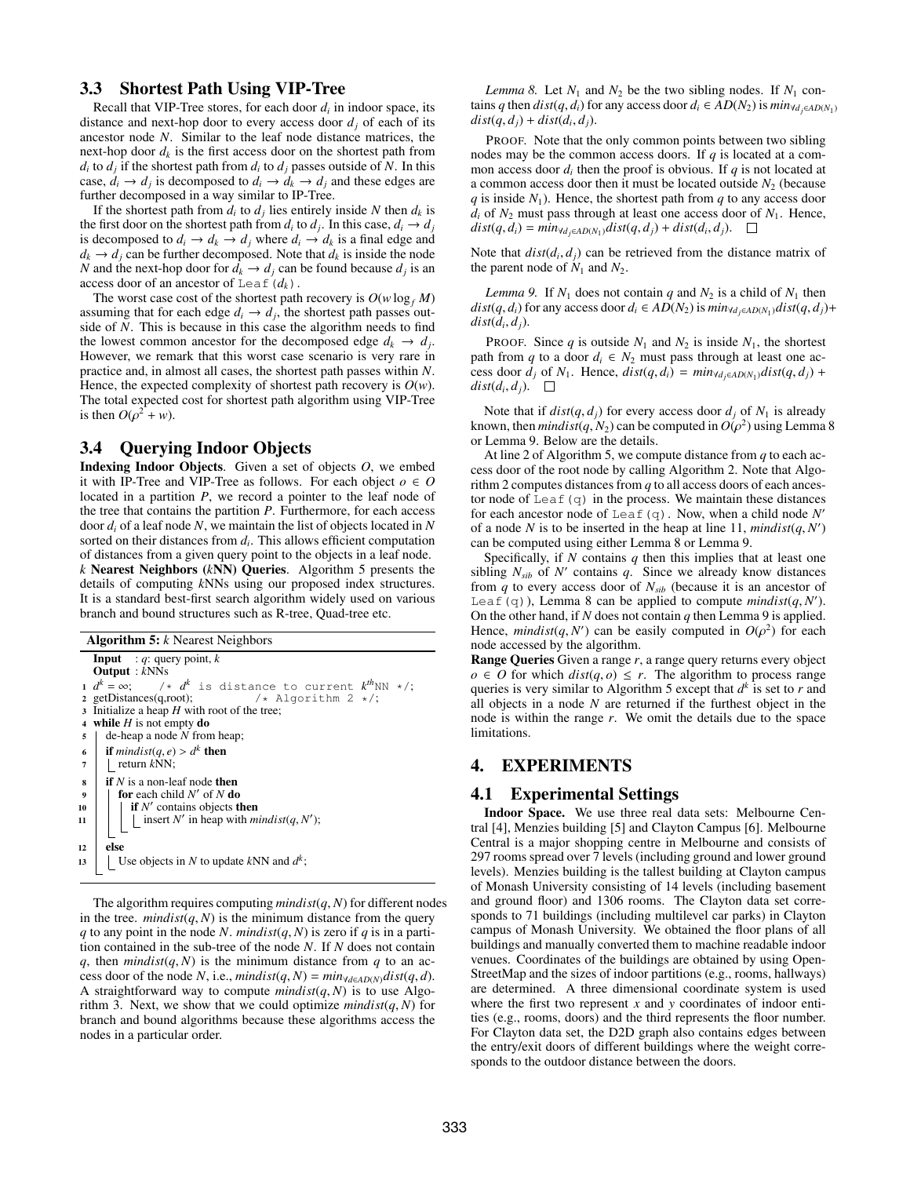## 3.3 Shortest Path Using VIP-Tree

Recall that VIP-Tree stores, for each door $d_i$ in indoor space, its distance and next-hop door to every access door $d_j$ of each of its ancestor node $N$. Similar to the leaf node distance matrices, the next-hop door $d_k$ is the first access door on the shortest path from $d_i$ to $d_j$ if the shortest path from $d_i$ to $d_j$ passes outside of $N$. In this case, $d_i \rightarrow d_j$ is decomposed to $d_i \rightarrow d_k \rightarrow d_j$ and these edges are further decomposed in a way similar to IP-Tree.

If the shortest path from $d_i$ to $d_j$ lies entirely inside $N$ then $d_k$ is the first door on the shortest path from $d_i$ to $d_j$. In this case, $d_i \rightarrow d_j$ is decomposed to $d_i \rightarrow d_k \rightarrow d_j$ where $d_i \rightarrow d_k$ is a final edge and $d_k \rightarrow d_j$ can be further decomposed. Note that $d_k$ is inside the node $N$ and the next-hop door for $d_k \rightarrow d_j$ can be found because $d_j$ is an access door of an ancestor of `Leaf(`$d_k$`)`.

The worst case cost of the shortest path recovery is $O(w \log_f M)$ assuming that for each edge $d_i \rightarrow d_j$, the shortest path passes outside of $N$. This is because in this case the algorithm needs to find the lowest common ancestor for the decomposed edge $d_k \rightarrow d_j$. However, we remark that this worst case scenario is very rare in practice and, in almost all cases, the shortest path passes within $N$. Hence, the expected complexity of shortest path recovery is $O(w)$. The total expected cost for shortest path algorithm using VIP-Tree is then $O(\rho^2 + w)$.

## 3.4 Querying Indoor Objects

**Indexing Indoor Objects**. Given a set of objects $O$, we embed it with IP-Tree and VIP-Tree as follows. For each object $o \in O$ located in a partition $P$, we record a pointer to the leaf node of the tree that contains the partition $P$. Furthermore, for each access door $d_i$ of a leaf node $N$, we maintain the list of objects located in $N$ sorted on their distances from $d_i$. This allows efficient computation of distances from a given query point to the objects in a leaf node.

**$k$ Nearest Neighbors ($k$NN) Queries**. Algorithm 5 presents the details of computing $k$NNs using our proposed index structures. It is a standard best-first search algorithm widely used on various branch and bound structures such as R-tree, Quad-tree etc.

**Algorithm 5:** $k$ Nearest Neighbors

```
   Input  : q: query point, k
   Output : kNNs
 1 d^k = ∞;     /* d^k is distance to current k^th NN */;
 2 getDistances(q,root);          /* Algorithm 2 */;
 3 Initialize a heap H with root of the tree;
 4 while H is not empty do
 5   de-heap a node N from heap;
 6   if mindist(q, e) > d^k then
 7     return kNN;
 8   if N is a non-leaf node then
 9     for each child N' of N do
10       if N' contains objects then
11         insert N' in heap with mindist(q, N');
12   else
13     Use objects in N to update kNN and d^k;
```

The algorithm requires computing $mindist(q, N)$ for different nodes in the tree. $mindist(q, N)$ is the minimum distance from the query $q$ to any point in the node $N$. $mindist(q, N)$ is zero if $q$ is in a partition contained in the sub-tree of the node $N$. If $N$ does not contain $q$, then $mindist(q, N)$ is the minimum distance from $q$ to an access door of the node $N$, i.e., $mindist(q, N) = min_{\forall d \in AD(N)} dist(q, d)$. A straightforward way to compute $mindist(q, N)$ is to use Algorithm 3. Next, we show that we could optimize $mindist(q, N)$ for branch and bound algorithms because these algorithms access the nodes in a particular order.

*Lemma 8.* Let $N_1$ and $N_2$ be the two sibling nodes. If $N_1$ contains $q$ then $dist(q, d_i)$ for any access door $d_i \in AD(N_2)$ is $min_{\forall d_j \in AD(N_1)} dist(q, d_j) + dist(d_i, d_j)$.

PROOF. Note that the only common points between two sibling nodes may be the common access doors. If $q$ is located at a common access door $d_i$ then the proof is obvious. If $q$ is not located at a common access door then it must be located outside $N_2$ (because $q$ is inside $N_1$). Hence, the shortest path from $q$ to any access door $d_i$ of $N_2$ must pass through at least one access door of $N_1$. Hence, $dist(q, d_i) = min_{\forall d_j \in AD(N_1)} dist(q, d_j) + dist(d_i, d_j)$. □

Note that $dist(d_i, d_j)$ can be retrieved from the distance matrix of the parent node of $N_1$ and $N_2$.

*Lemma 9.* If $N_1$ does not contain $q$ and $N_2$ is a child of $N_1$ then $dist(q, d_i)$ for any access door $d_i \in AD(N_2)$ is $min_{\forall d_j \in AD(N_1)} dist(q, d_j) + dist(d_i, d_j)$.

PROOF. Since $q$ is outside $N_1$ and $N_2$ is inside $N_1$, the shortest path from $q$ to a door $d_i \in N_2$ must pass through at least one access door $d_j$ of $N_1$. Hence, $dist(q, d_i) = min_{\forall d_j \in AD(N_1)} dist(q, d_j) + dist(d_i, d_j)$. □

Note that if $dist(q, d_j)$ for every access door $d_j$ of $N_1$ is already known, then $mindist(q, N_2)$ can be computed in $O(\rho^2)$ using Lemma 8 or Lemma 9. Below are the details.

At line 2 of Algorithm 5, we compute distance from $q$ to each access door of the root node by calling Algorithm 2. Note that Algorithm 2 computes distances from $q$ to all access doors of each ancestor node of `Leaf(q)` in the process. We maintain these distances for each ancestor node of `Leaf(q)`. Now, when a child node $N'$ of a node $N$ is to be inserted in the heap at line 11, $mindist(q, N')$ can be computed using either Lemma 8 or Lemma 9.

Specifically, if $N$ contains $q$ then this implies that at least one sibling $N_{sib}$ of $N'$ contains $q$. Since we already know distances from $q$ to every access door of $N_{sib}$ (because it is an ancestor of `Leaf(q)`), Lemma 8 can be applied to compute $mindist(q, N')$. On the other hand, if $N$ does not contain $q$ then Lemma 9 is applied. Hence, $mindist(q, N')$ can be easily computed in $O(\rho^2)$ for each node accessed by the algorithm.

**Range Queries** Given a range $r$, a range query returns every object $o \in O$ for which $dist(q, o) \le r$. The algorithm to process range queries is very similar to Algorithm 5 except that $d^k$ is set to $r$ and all objects in a node $N$ are returned if the furthest object in the node is within the range $r$. We omit the details due to the space limitations.

# 4. EXPERIMENTS

## 4.1 Experimental Settings

**Indoor Space.** We use three real data sets: Melbourne Central [4], Menzies building [5] and Clayton Campus [6]. Melbourne Central is a major shopping centre in Melbourne and consists of 297 rooms spread over 7 levels (including ground and lower ground levels). Menzies building is the tallest building at Clayton campus of Monash University consisting of 14 levels (including basement and ground floor) and 1306 rooms. The Clayton data set corresponds to 71 buildings (including multilevel car parks) in Clayton campus of Monash University. We obtained the floor plans of all buildings and manually converted them to machine readable indoor venues. Coordinates of the buildings are obtained by using OpenStreetMap and the sizes of indoor partitions (e.g., rooms, hallways) are determined. A three dimensional coordinate system is used where the first two represent $x$ and $y$ coordinates of indoor entities (e.g., rooms, doors) and the third represents the floor number. For Clayton data set, the D2D graph also contains edges between the entry/exit doors of different buildings where the weight corresponds to the outdoor distance between the doors.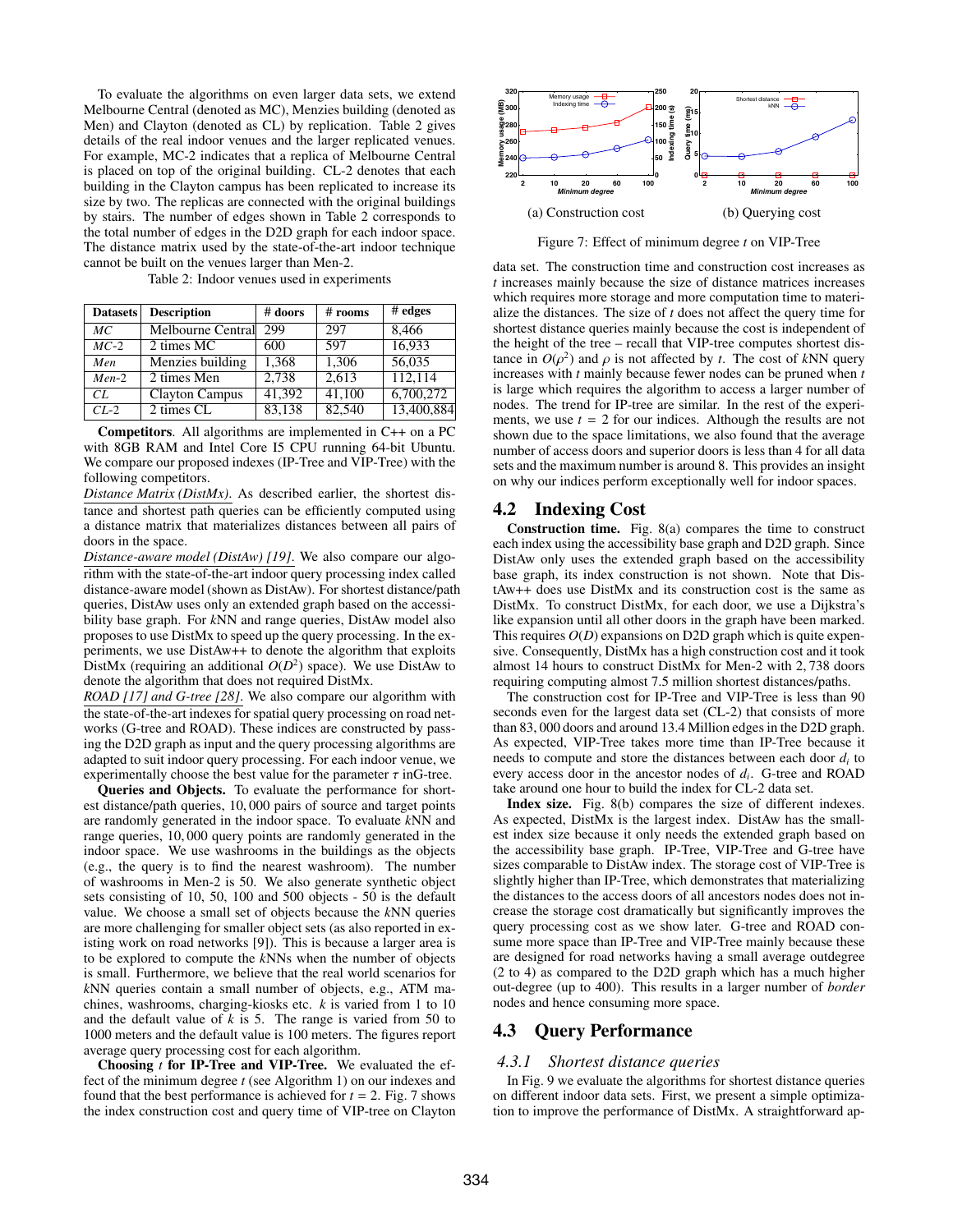To evaluate the algorithms on even larger data sets, we extend Melbourne Central (denoted as MC), Menzies building (denoted as Men) and Clayton (denoted as CL) by replication. Table 2 gives details of the real indoor venues and the larger replicated venues. For example, MC-2 indicates that a replica of Melbourne Central is placed on top of the original building. CL-2 denotes that each building in the Clayton campus has been replicated to increase its size by two. The replicas are connected with the original buildings by stairs. The number of edges shown in Table 2 corresponds to the total number of edges in the D2D graph for each indoor space. The distance matrix used by the state-of-the-art indoor technique cannot be built on the venues larger than Men-2.

Table 2: Indoor venues used in experiments

| Datasets | Description | # doors | # rooms | # edges |
|---|---|---|---|---|
| *MC* | Melbourne Central | 299 | 297 | 8,466 |
| *MC-2* | 2 times MC | 600 | 597 | 16,933 |
| *Men* | Menzies building | 1,368 | 1,306 | 56,035 |
| *Men-2* | 2 times Men | 2,738 | 2,613 | 112,114 |
| *CL* | Clayton Campus | 41,392 | 41,100 | 6,700,272 |
| *CL-2* | 2 times CL | 83,138 | 82,540 | 13,400,884 |

**Competitors**. All algorithms are implemented in C++ on a PC with 8GB RAM and Intel Core I5 CPU running 64-bit Ubuntu. We compare our proposed indexes (IP-Tree and VIP-Tree) with the following competitors.

*Distance Matrix (DistMx).* As described earlier, the shortest distance and shortest path queries can be efficiently computed using a distance matrix that materializes distances between all pairs of doors in the space.

*Distance-aware model (DistAw) [19].* We also compare our algorithm with the state-of-the-art indoor query processing index called distance-aware model (shown as DistAw). For shortest distance/path queries, DistAw uses only an extended graph based on the accessibility base graph. For $k$NN and range queries, DistAw model also proposes to use DistMx to speed up the query processing. In the experiments, we use DistAw++ to denote the algorithm that exploits DistMx (requiring an additional $O(D^2)$ space). We use DistAw to denote the algorithm that does not required DistMx.

*ROAD [17] and G-tree [28].* We also compare our algorithm with the state-of-the-art indexes for spatial query processing on road networks (G-tree and ROAD). These indices are constructed by passing the D2D graph as input and the query processing algorithms are adapted to suit indoor query processing. For each indoor venue, we experimentally choose the best value for the parameter $\tau$ inG-tree.

**Queries and Objects.** To evaluate the performance for shortest distance/path queries, 10,000 pairs of source and target points are randomly generated in the indoor space. To evaluate $k$NN and range queries, 10,000 query points are randomly generated in the indoor space. We use washrooms in the buildings as the objects (e.g., the query is to find the nearest washroom). The number of washrooms in Men-2 is 50. We also generate synthetic object sets consisting of 10, 50, 100 and 500 objects - 50 is the default value. We choose a small set of objects because the $k$NN queries are more challenging for smaller object sets (as also reported in existing work on road networks [9]). This is because a larger area is to be explored to compute the $k$NNs when the number of objects is small. Furthermore, we believe that the real world scenarios for $k$NN queries contain a small number of objects, e.g., ATM machines, washrooms, charging-kiosks etc. $k$ is varied from 1 to 10 and the default value of $k$ is 5. The range is varied from 50 to 1000 meters and the default value is 100 meters. The figures report average query processing cost for each algorithm.

**Choosing $t$ for IP-Tree and VIP-Tree.** We evaluated the effect of the minimum degree $t$ (see Algorithm 1) on our indexes and found that the best performance is achieved for $t = 2$. Fig. 7 shows the index construction cost and query time of VIP-tree on Clayton data set. The construction time and construction cost increases as $t$ increases mainly because the size of distance matrices increases which requires more storage and more computation time to materialize the distances. The size of $t$ does not affect the query time for shortest distance queries mainly because the cost is independent of the height of the tree – recall that VIP-tree computes shortest distance in $O(\rho^2)$ and $\rho$ is not affected by $t$. The cost of $k$NN query increases with $t$ mainly because fewer nodes can be pruned when $t$ is large which requires the algorithm to access a larger number of nodes. The trend for IP-tree are similar. In the rest of the experiments, we use $t = 2$ for our indices. Although the results are not shown due to the space limitations, we also found that the average number of access doors and superior doors is less than 4 for all data sets and the maximum number is around 8. This provides an insight on why our indices perform exceptionally well for indoor spaces.

(a) Construction cost (b) Querying cost

Figure 7: Effect of minimum degree $t$ on VIP-Tree

## 4.2 Indexing Cost

**Construction time.** Fig. 8(a) compares the time to construct each index using the accessibility base graph and D2D graph. Since DistAw only uses the extended graph based on the accessibility base graph, its index construction is not shown. Note that DistAw++ does use DistMx and its construction cost is the same as DistMx. To construct DistMx, for each door, we use a Dijkstra's like expansion until all other doors in the graph have been marked. This requires $O(D)$ expansions on D2D graph which is quite expensive. Consequently, DistMx has a high construction cost and it took almost 14 hours to construct DistMx for Men-2 with 2,738 doors requiring computing almost 7.5 million shortest distances/paths.

The construction cost for IP-Tree and VIP-Tree is less than 90 seconds even for the largest data set (CL-2) that consists of more than 83,000 doors and around 13.4 Million edges in the D2D graph. As expected, VIP-Tree takes more time than IP-Tree because it needs to compute and store the distances between each door $d_i$ to every access door in the ancestor nodes of $d_i$. G-tree and ROAD take around one hour to build the index for CL-2 data set.

**Index size.** Fig. 8(b) compares the size of different indexes. As expected, DistMx is the largest index. DistAw has the smallest index size because it only needs the extended graph based on the accessibility base graph. IP-Tree, VIP-Tree and G-tree have sizes comparable to DistAw index. The storage cost of VIP-Tree is slightly higher than IP-Tree, which demonstrates that materializing the distances to the access doors of all ancestors nodes does not increase the storage cost dramatically but significantly improves the query processing cost as we show later. G-tree and ROAD consume more space than IP-Tree and VIP-Tree mainly because these are designed for road networks having a small average outdegree (2 to 4) as compared to the D2D graph which has a much higher out-degree (up to 400). This results in a larger number of *border* nodes and hence consuming more space.

## 4.3 Query Performance

### 4.3.1 Shortest distance queries

In Fig. 9 we evaluate the algorithms for shortest distance queries on different indoor data sets. First, we present a simple optimization to improve the performance of DistMx. A straightforward ap-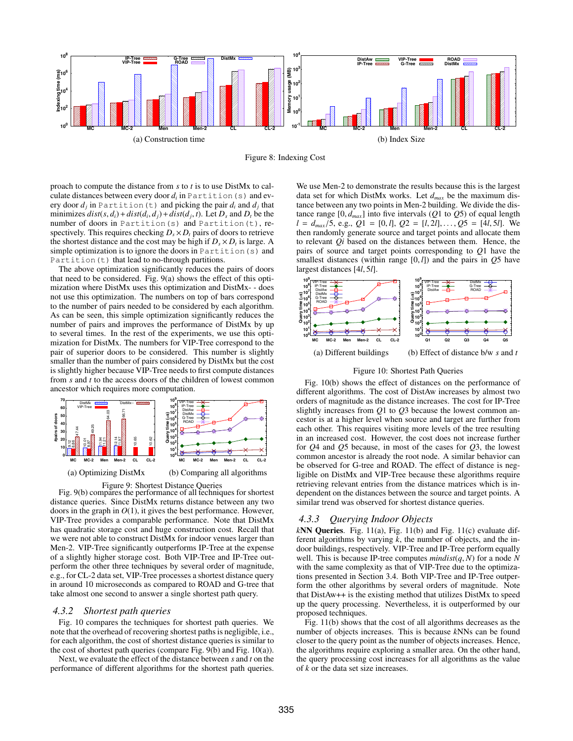(a) Construction time

(b) Index Size

Figure 8: Indexing Cost

proach to compute the distance from $s$ to $t$ is to use DistMx to calculate distances between every door $d_i$ in `Partition(s)` and every door $d_j$ in `Partition(t)` and picking the pair $d_i$ and $d_j$ that minimizes $dist(s, d_i) + dist(d_i, d_j) + dist(d_j, t)$. Let $D_s$ and $D_t$ be the number of doors in `Partition(s)` and `Partition(t)`, respectively. This requires checking $D_s \times D_t$ pairs of doors to retrieve the shortest distance and the cost may be high if $D_s \times D_t$ is large. A simple optimization is to ignore the doors in `Partition(s)` and `Partition(t)` that lead to no-through partitions.

The above optimization significantly reduces the pairs of doors that need to be considered. Fig. 9(a) shows the effect of this optimization where DistMx uses this optimization and DistMx- - does not use this optimization. The numbers on top of bars correspond to the number of pairs needed to be considered by each algorithm. As can be seen, this simple optimization significantly reduces the number of pairs and improves the performance of DistMx by up to several times. In the rest of the experiments, we use this optimization for DistMx. The numbers for VIP-Tree correspond to the pair of superior doors to be considered. This number is slightly smaller than the number of pairs considered by DistMx but the cost is slightly higher because VIP-Tree needs to first compute distances from $s$ and $t$ to the access doors of the children of lowest common ancestor which requires more computation.

(a) Optimizing DistMx

(b) Comparing all algorithms

Figure 9: Shortest Distance Queries

Fig. 9(b) compares the performance of all techniques for shortest distance queries. Since DistMx returns distance between any two doors in the graph in $O(1)$, it gives the best performance. However, VIP-Tree provides a comparable performance. Note that DistMx has quadratic storage cost and huge construction cost. Recall that we were not able to construct DistMx for indoor venues larger than Men-2. VIP-Tree significantly outperforms IP-Tree at the expense of a slightly higher storage cost. Both VIP-Tree and IP-Tree outperform the other three techniques by several order of magnitude, e.g., for CL-2 data set, VIP-Tree processes a shortest distance query in around 10 microseconds as compared to ROAD and G-tree that take almost one second to answer a single shortest path query.

### 4.3.2 Shortest path queries

Fig. 10 compares the techniques for shortest path queries. We note that the overhead of recovering shortest paths is negligible, i.e., for each algorithm, the cost of shortest distance queries is similar to the cost of shortest path queries (compare Fig. 9(b) and Fig. 10(a)).

Next, we evaluate the effect of the distance between $s$ and $t$ on the performance of different algorithms for the shortest path queries. We use Men-2 to demonstrate the results because this is the largest data set for which DistMx works. Let $d_{max}$ be the maximum distance between any two points in Men-2 building. We divide the distance range $[0, d_{max}]$ into five intervals ($Q1$ to $Q5$) of equal length $l = d_{max}/5$, e.g., $Q1 = [0, l]$, $Q2 = [l, 2l], \ldots, Q5 = [4l, 5l]$. We then randomly generate source and target points and allocate them to relevant $Qi$ based on the distances between them. Hence, the pairs of source and target points corresponding to $Q1$ have the smallest distances (within range $[0, l]$) and the pairs in $Q5$ have largest distances $[4l, 5l]$.

(a) Different buildings

(b) Effect of distance b/w $s$ and $t$

Figure 10: Shortest Path Queries

Fig. 10(b) shows the effect of distances on the performance of different algorithms. The cost of DistAw increases by almost two orders of magnitude as the distance increases. The cost for IP-Tree slightly increases from $Q1$ to $Q3$ because the lowest common ancestor is at a higher level when source and target are further from each other. This requires visiting more levels of the tree resulting in an increased cost. However, the cost does not increase further for $Q4$ and $Q5$ because, in most of the cases for $Q3$, the lowest common ancestor is already the root node. A similar behavior can be observed for G-tree and ROAD. The effect of distance is negligible on DistMx and VIP-Tree because these algorithms require retrieving relevant entries from the distance matrices which is independent on the distances between the source and target points. A similar trend was observed for shortest distance queries.

### 4.3.3 Querying Indoor Objects

***k*NN Queries**. Fig. 11(a), Fig. 11(b) and Fig. 11(c) evaluate different algorithms by varying $k$, the number of objects, and the indoor buildings, respectively. VIP-Tree and IP-Tree perform equally well. This is because IP-tree computes $mindist(q, N)$ for a node $N$ with the same complexity as that of VIP-Tree due to the optimizations presented in Section 3.4. Both VIP-Tree and IP-Tree outperform the other algorithms by several orders of magnitude. Note that DistAw++ is the existing method that utilizes DistMx to speed up the query processing. Nevertheless, it is outperformed by our proposed techniques.

Fig. 11(b) shows that the cost of all algorithms decreases as the number of objects increases. This is because $k$NNs can be found closer to the query point as the number of objects increases. Hence, the algorithms require exploring a smaller area. On the other hand, the query processing cost increases for all algorithms as the value of $k$ or the data set size increases.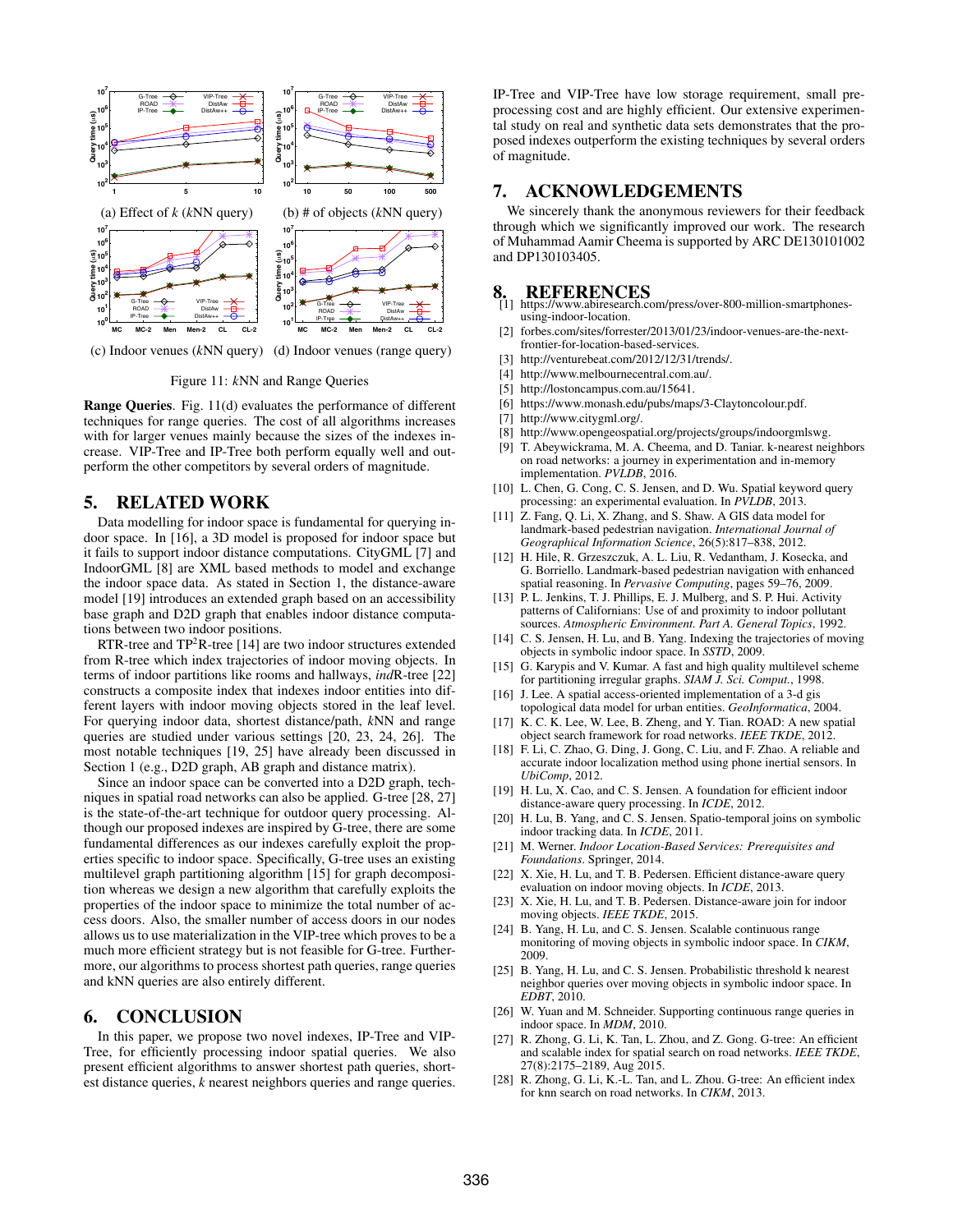10^7
10^6
10^5
10^4
10^3
10^2
Query time (μs)
1 5 10
G-Tree ROAD IP-Tree VIP-Tree DistAw DistAw++

(a) Effect of $k$ ($k$NN query)

10^7
10^6
10^5
10^4
10^3
10^2
Query time (μs)
10 50 100 500
G-Tree ROAD IP-Tree VIP-Tree DistAw DistAw++

(b) # of objects ($k$NN query)

10^7
10^6
10^5
10^4
10^3
10^2
10^1
10^0
Query time (μs)
MC MC-2 Men Men-2 CL CL-2
G-Tree ROAD IP-Tree VIP-Tree DistAw DistAw++

(c) Indoor venues ($k$NN query)

10^7
10^6
10^5
10^4
10^3
10^2
10^1
Query time (μs)
MC MC-2 Men Men-2 CL CL-2
G-Tree ROAD IP-Tree VIP-Tree DistAw DistAw++

(d) Indoor venues (range query)

Figure 11: $k$NN and Range Queries

**Range Queries**. Fig. 11(d) evaluates the performance of different techniques for range queries. The cost of all algorithms increases with for larger venues mainly because the sizes of the indexes increase. VIP-Tree and IP-Tree both perform equally well and outperform the other competitors by several orders of magnitude.

## 5. RELATED WORK

Data modelling for indoor space is fundamental for querying indoor space. In [16], a 3D model is proposed for indoor space but it fails to support indoor distance computations. CityGML [7] and IndoorGML [8] are XML based methods to model and exchange the indoor space data. As stated in Section 1, the distance-aware model [19] introduces an extended graph based on an accessibility base graph and D2D graph that enables indoor distance computations between two indoor positions.

RTR-tree and TP$^2$R-tree [14] are two indoor structures extended from R-tree which index trajectories of indoor moving objects. In terms of indoor partitions like rooms and hallways, *ind*R-tree [22] constructs a composite index that indexes indoor entities into different layers with indoor moving objects stored in the leaf level. For querying indoor data, shortest distance/path, $k$NN and range queries are studied under various settings [20, 23, 24, 26]. The most notable techniques [19, 25] have already been discussed in Section 1 (e.g., D2D graph, AB graph and distance matrix).

Since an indoor space can be converted into a D2D graph, techniques in spatial road networks can also be applied. G-tree [28, 27] is the state-of-the-art technique for outdoor query processing. Although our proposed indexes are inspired by G-tree, there are some fundamental differences as our indexes carefully exploit the properties specific to indoor space. Specifically, G-tree uses an existing multilevel graph partitioning algorithm [15] for graph decomposition whereas we design a new algorithm that carefully exploits the properties of the indoor space to minimize the total number of access doors. Also, the smaller number of access doors in our nodes allows us to use materialization in the VIP-tree which proves to be a much more efficient strategy but is not feasible for G-tree. Furthermore, our algorithms to process shortest path queries, range queries and kNN queries are also entirely different.

## 6. CONCLUSION

In this paper, we propose two novel indexes, IP-Tree and VIP-Tree, for efficiently processing indoor spatial queries. We also present efficient algorithms to answer shortest path queries, shortest distance queries, $k$ nearest neighbors queries and range queries. IP-Tree and VIP-Tree have low storage requirement, small preprocessing cost and are highly efficient. Our extensive experimental study on real and synthetic data sets demonstrates that the proposed indexes outperform the existing techniques by several orders of magnitude.

## 7. ACKNOWLEDGEMENTS

We sincerely thank the anonymous reviewers for their feedback through which we significantly improved our work. The research of Muhammad Aamir Cheema is supported by ARC DE130101002 and DP130103405.

## 8. REFERENCES

[1] https://www.abiresearch.com/press/over-800-million-smartphones-using-indoor-location.

[2] forbes.com/sites/forrester/2013/01/23/indoor-venues-are-the-next-frontier-for-location-based-services.

[3] http://venturebeat.com/2012/12/31/trends/.

[4] http://www.melbournecentral.com.au/.

[5] http://lostoncampus.com.au/15641.

[6] https://www.monash.edu/pubs/maps/3-Claytoncolour.pdf.

[7] http://www.citygml.org/.

[8] http://www.opengeospatial.org/projects/groups/indoorgmlswg.

[9] T. Abeywickrama, M. A. Cheema, and D. Taniar. k-nearest neighbors on road networks: a journey in experimentation and in-memory implementation. *PVLDB*, 2016.

[10] L. Chen, G. Cong, C. S. Jensen, and D. Wu. Spatial keyword query processing: an experimental evaluation. In *PVLDB*, 2013.

[11] Z. Fang, Q. Li, X. Zhang, and S. Shaw. A GIS data model for landmark-based pedestrian navigation. *International Journal of Geographical Information Science*, 26(5):817–838, 2012.

[12] H. Hile, R. Grzeszczuk, A. L. Liu, R. Vedantham, J. Kosecka, and G. Borriello. Landmark-based pedestrian navigation with enhanced spatial reasoning. In *Pervasive Computing*, pages 59–76, 2009.

[13] P. L. Jenkins, T. J. Phillips, E. J. Mulberg, and S. P. Hui. Activity patterns of Californians: Use of and proximity to indoor pollutant sources. *Atmospheric Environment. Part A. General Topics*, 1992.

[14] C. S. Jensen, H. Lu, and B. Yang. Indexing the trajectories of moving objects in symbolic indoor space. In *SSTD*, 2009.

[15] G. Karypis and V. Kumar. A fast and high quality multilevel scheme for partitioning irregular graphs. *SIAM J. Sci. Comput.*, 1998.

[16] J. Lee. A spatial access-oriented implementation of a 3-d gis topological data model for urban entities. *GeoInformatica*, 2004.

[17] K. C. K. Lee, W. Lee, B. Zheng, and Y. Tian. ROAD: A new spatial object search framework for road networks. *IEEE TKDE*, 2012.

[18] F. Li, C. Zhao, G. Ding, J. Gong, C. Liu, and F. Zhao. A reliable and accurate indoor localization method using phone inertial sensors. In *UbiComp*, 2012.

[19] H. Lu, X. Cao, and C. S. Jensen. A foundation for efficient indoor distance-aware query processing. In *ICDE*, 2012.

[20] H. Lu, B. Yang, and C. S. Jensen. Spatio-temporal joins on symbolic indoor tracking data. In *ICDE*, 2011.

[21] M. Werner. *Indoor Location-Based Services: Prerequisites and Foundations*. Springer, 2014.

[22] X. Xie, H. Lu, and T. B. Pedersen. Efficient distance-aware query evaluation on indoor moving objects. In *ICDE*, 2013.

[23] X. Xie, H. Lu, and T. B. Pedersen. Distance-aware join for indoor moving objects. *IEEE TKDE*, 2015.

[24] B. Yang, H. Lu, and C. S. Jensen. Scalable continuous range monitoring of moving objects in symbolic indoor space. In *CIKM*, 2009.

[25] B. Yang, H. Lu, and C. S. Jensen. Probabilistic threshold k nearest neighbor queries over moving objects in symbolic indoor space. In *EDBT*, 2010.

[26] W. Yuan and M. Schneider. Supporting continuous range queries in indoor space. In *MDM*, 2010.

[27] R. Zhong, G. Li, K. Tan, L. Zhou, and Z. Gong. G-tree: An efficient and scalable index for spatial search on road networks. *IEEE TKDE*, 27(8):2175–2189, Aug 2015.

[28] R. Zhong, G. Li, K.-L. Tan, and L. Zhou. G-tree: An efficient index for knn search on road networks. In *CIKM*, 2013.